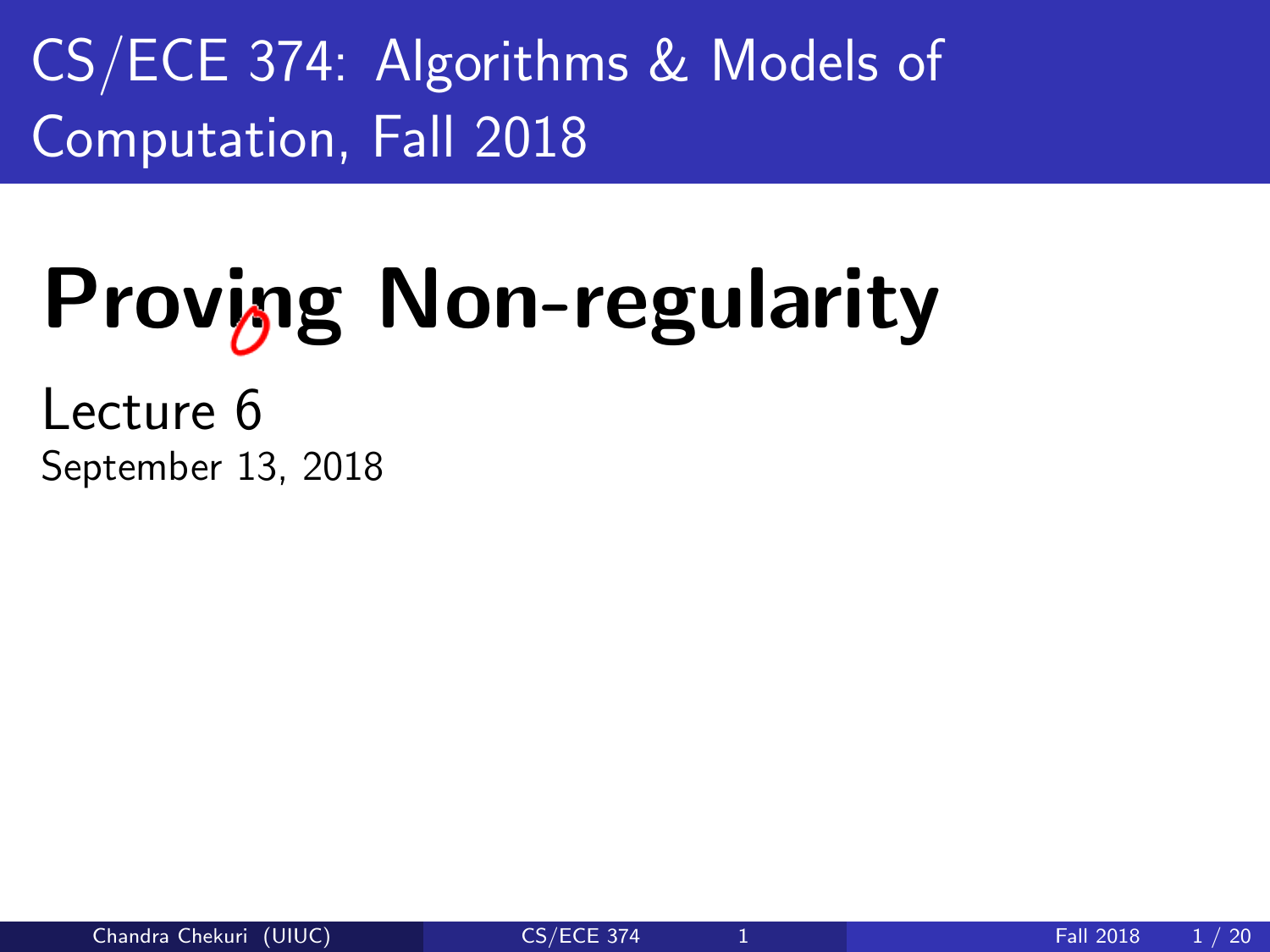# CS/ECE 374: Algorithms & Models of Computation, Fall 2018

# Proving Non-regularity

Lecture 6

September 13, 2018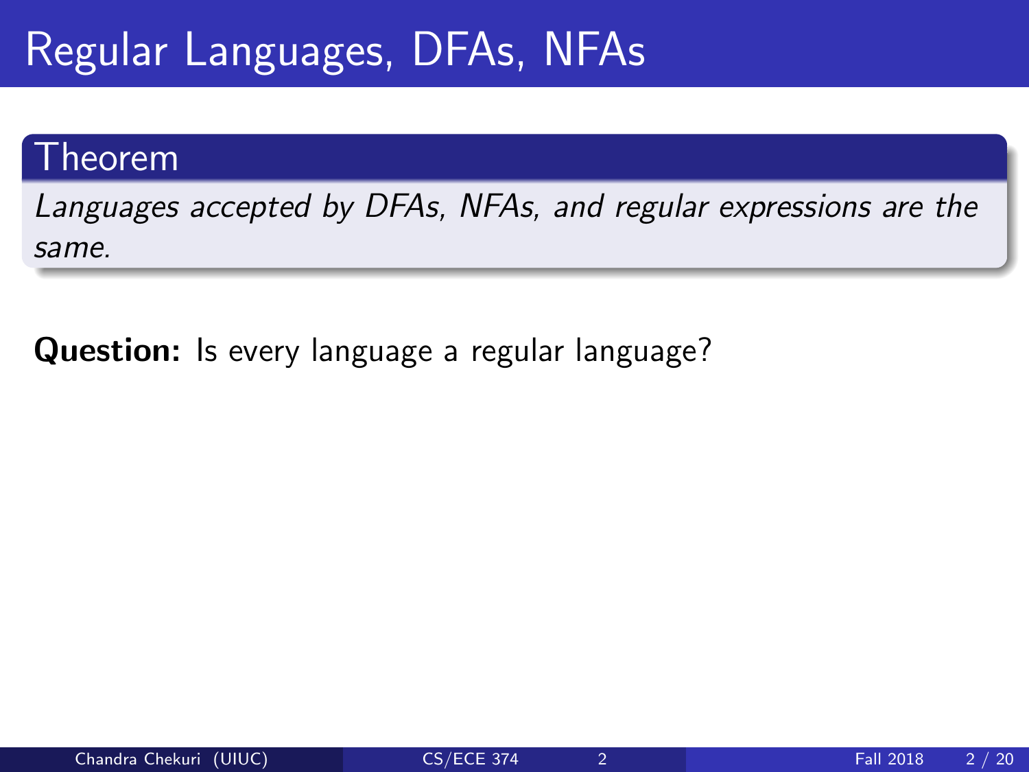# Regular Languages, DFAs, NFAs

**Theorem**

*Languages accepted by DFAs, NFAs, and regular expressions are the same.*

**Question:** Is every language a regular language?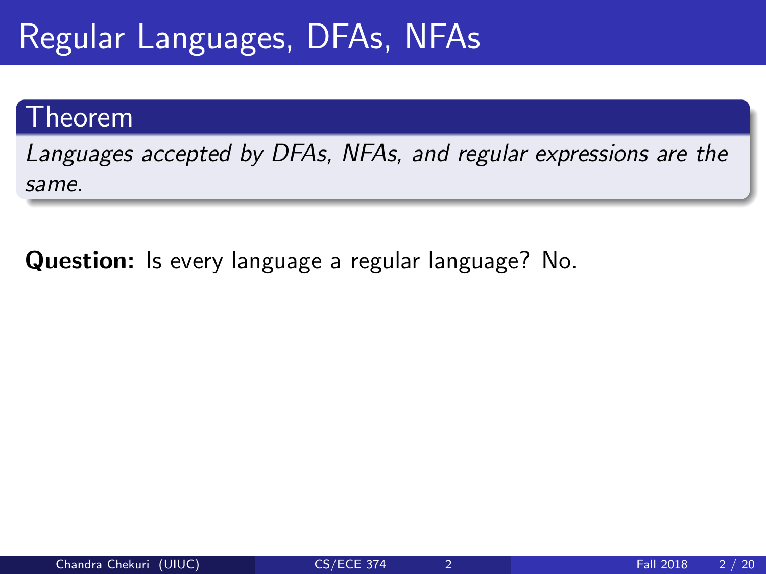# Regular Languages, DFAs, NFAs

**Theorem**

*Languages accepted by DFAs, NFAs, and regular expressions are the same.*

**Question:** Is every language a regular language? No.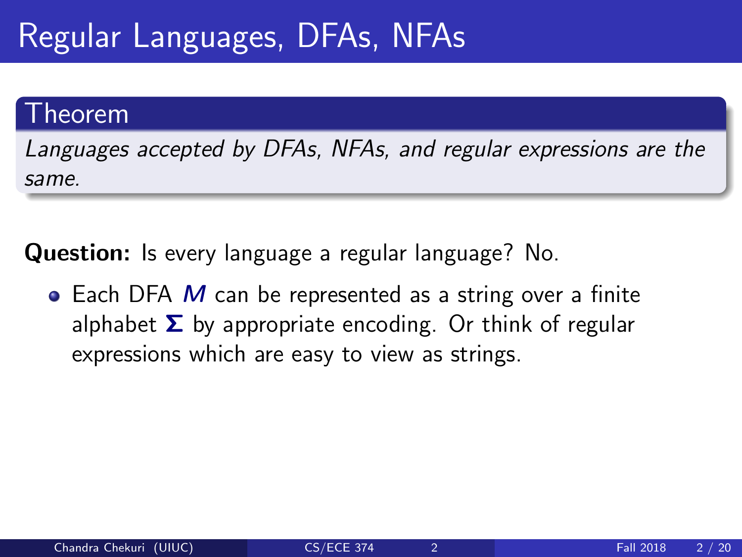# Regular Languages, DFAs, NFAs

**Theorem**

*Languages accepted by DFAs, NFAs, and regular expressions are the same.*

**Question:** Is every language a regular language? No.

- Each DFA $M$ can be represented as a string over a finite alphabet $\Sigma$ by appropriate encoding. Or think of regular expressions which are easy to view as strings.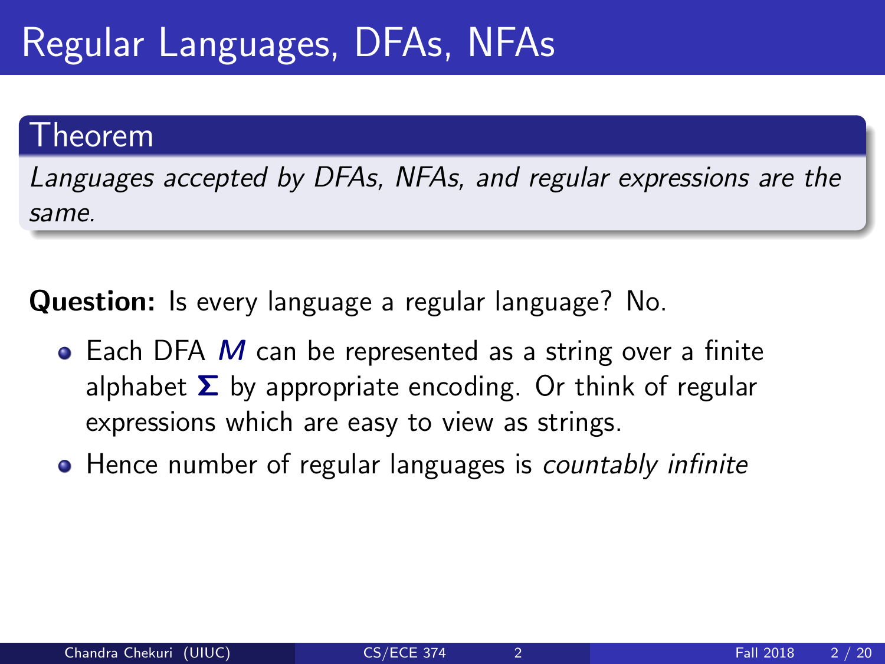# Regular Languages, DFAs, NFAs

**Theorem**

*Languages accepted by DFAs, NFAs, and regular expressions are the same.*

**Question:** Is every language a regular language? No.

- Each DFA $M$ can be represented as a string over a finite alphabet $\Sigma$ by appropriate encoding. Or think of regular expressions which are easy to view as strings.
- Hence number of regular languages is *countably infinite*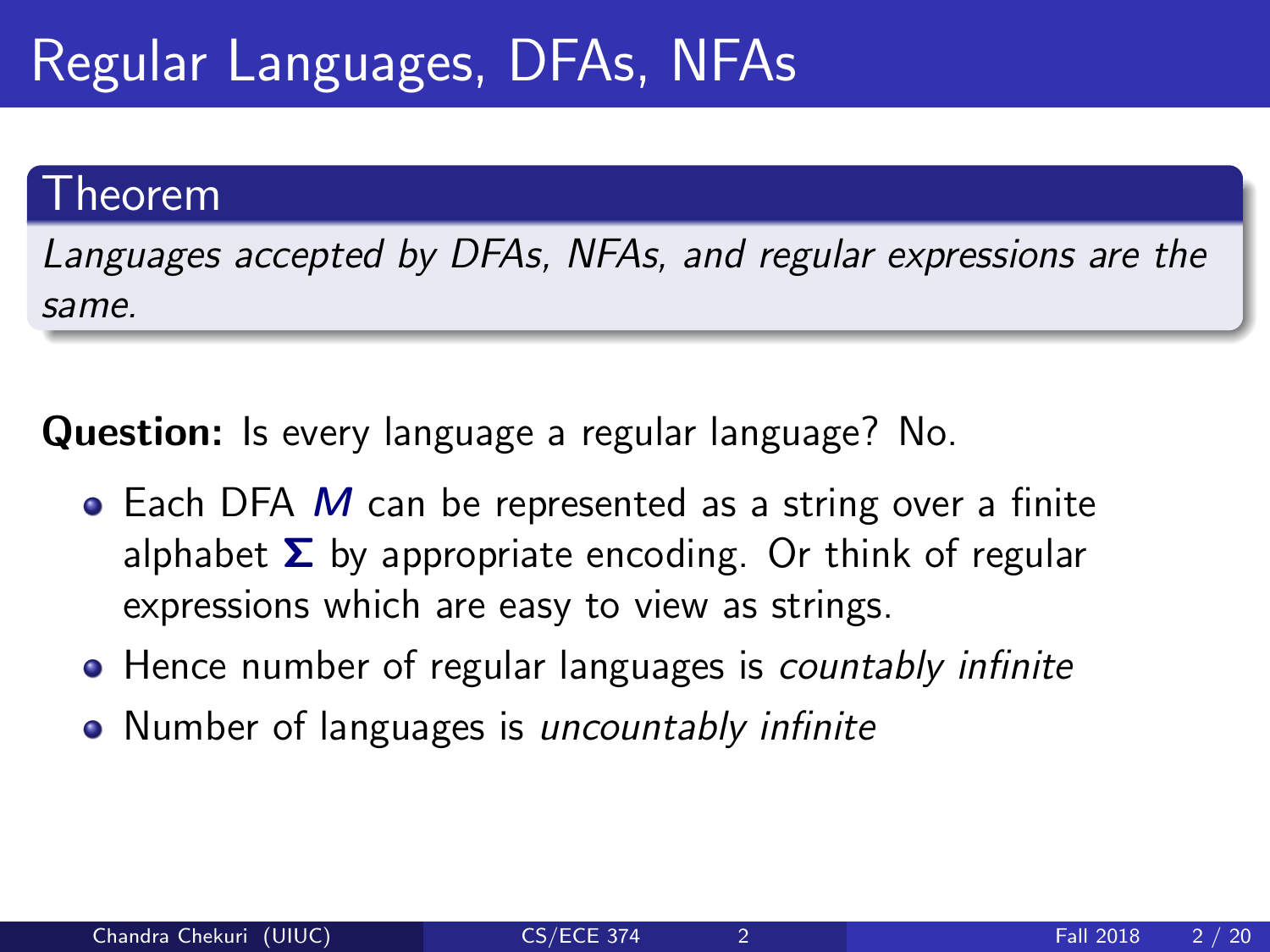# Regular Languages, DFAs, NFAs

**Theorem**

*Languages accepted by DFAs, NFAs, and regular expressions are the same.*

**Question:** Is every language a regular language? No.

- Each DFA $M$ can be represented as a string over a finite alphabet $\Sigma$ by appropriate encoding. Or think of regular expressions which are easy to view as strings.
- Hence number of regular languages is *countably infinite*
- Number of languages is *uncountably infinite*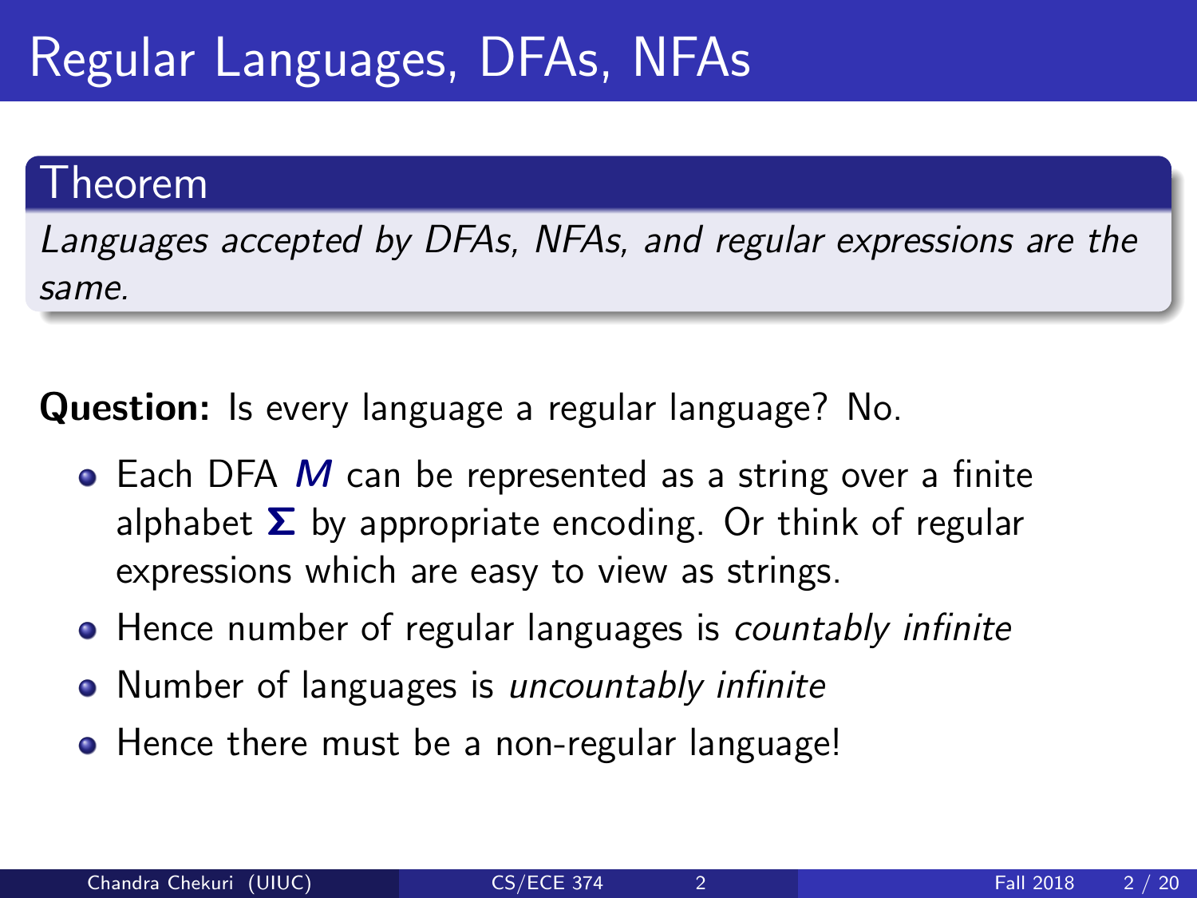# Regular Languages, DFAs, NFAs

**Theorem**

*Languages accepted by DFAs, NFAs, and regular expressions are the same.*

**Question:** Is every language a regular language? No.

- Each DFA $M$ can be represented as a string over a finite alphabet $\Sigma$ by appropriate encoding. Or think of regular expressions which are easy to view as strings.
- Hence number of regular languages is *countably infinite*
- Number of languages is *uncountably infinite*
- Hence there must be a non-regular language!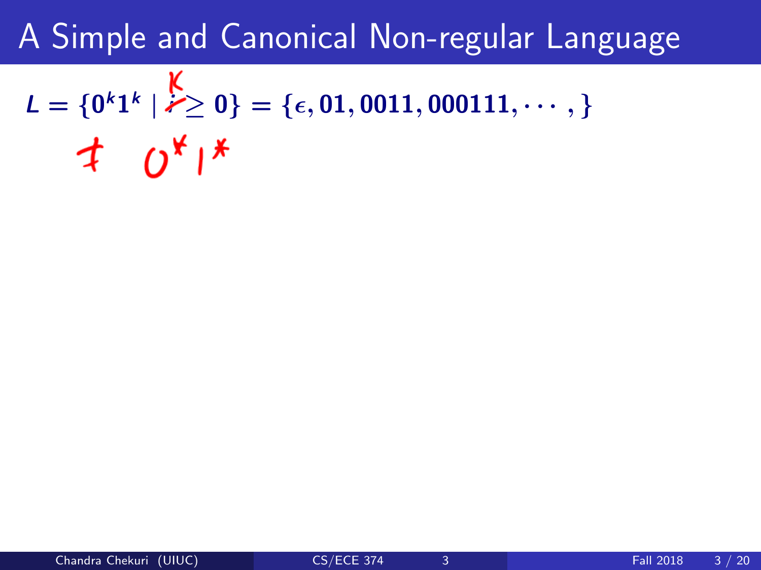# A Simple and Canonical Non-regular Language

$L = \{0^k 1^k \mid k \geq 0\} = \{\epsilon, 01, 0011, 000111, \cdots,\}$

$\neq 0^* 1^*$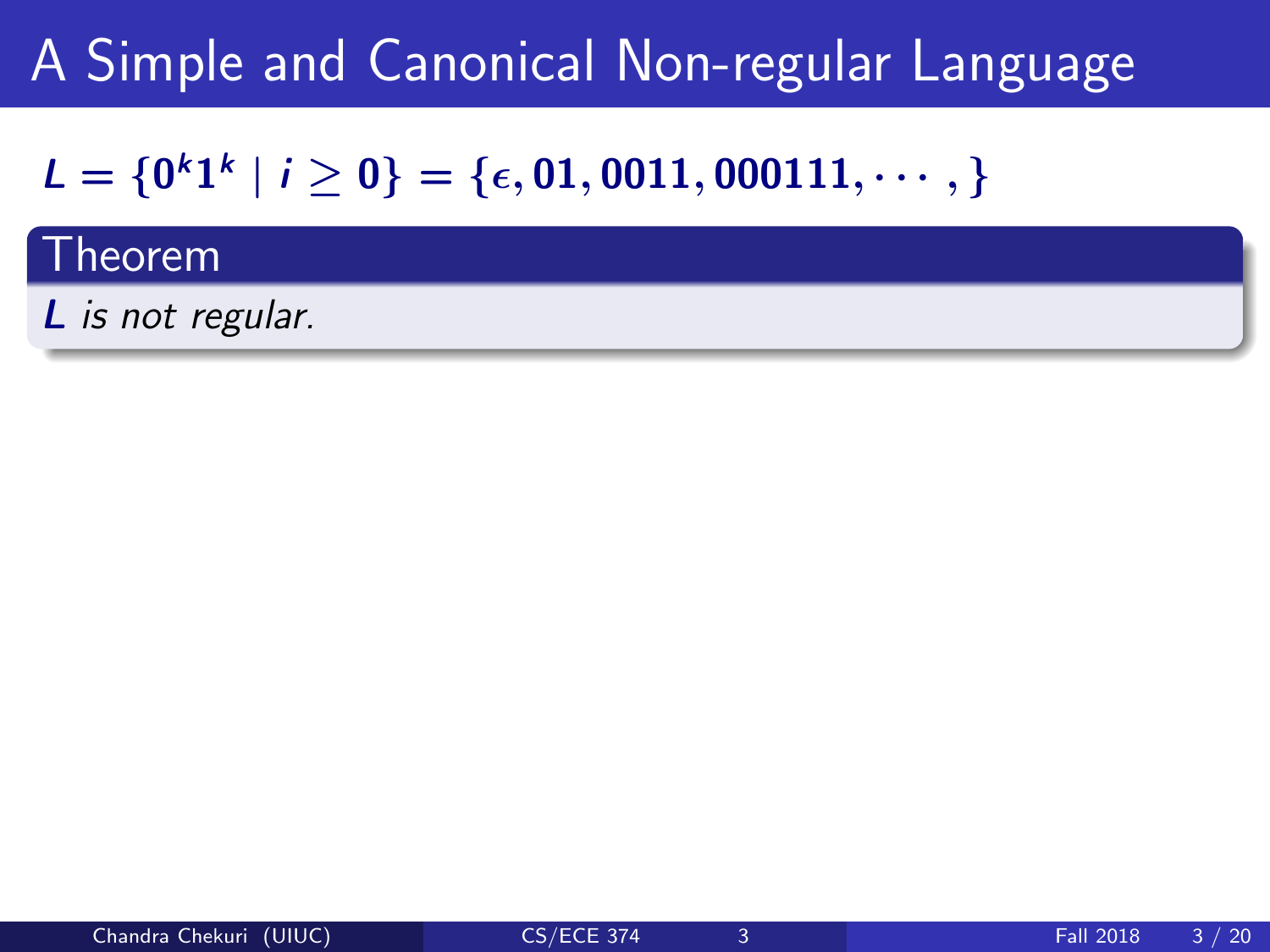# A Simple and Canonical Non-regular Language

$L = \{0^k 1^k \mid i \geq 0\} = \{\epsilon, 01, 0011, 000111, \cdots, \}$

**Theorem**

$L$ *is not regular.*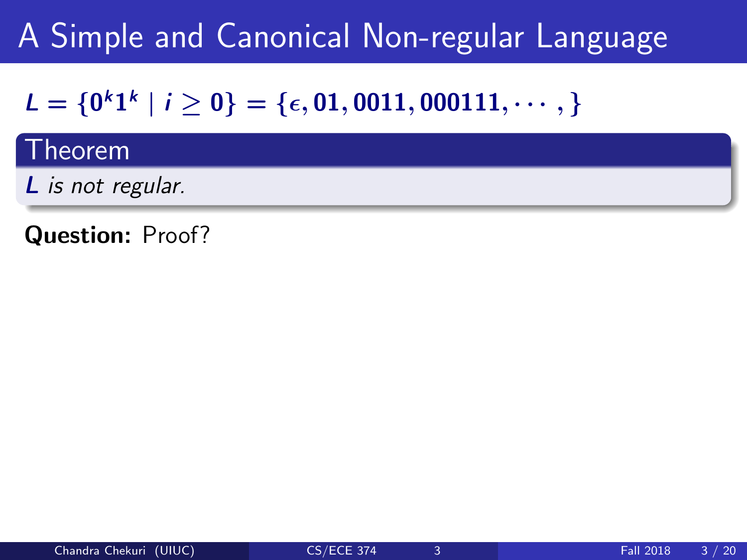# A Simple and Canonical Non-regular Language

$L = \{0^k 1^k \mid i \geq 0\} = \{\epsilon, 01, 0011, 000111, \cdots ,\}$

**Theorem**

*$L$ is not regular.*

**Question:** Proof?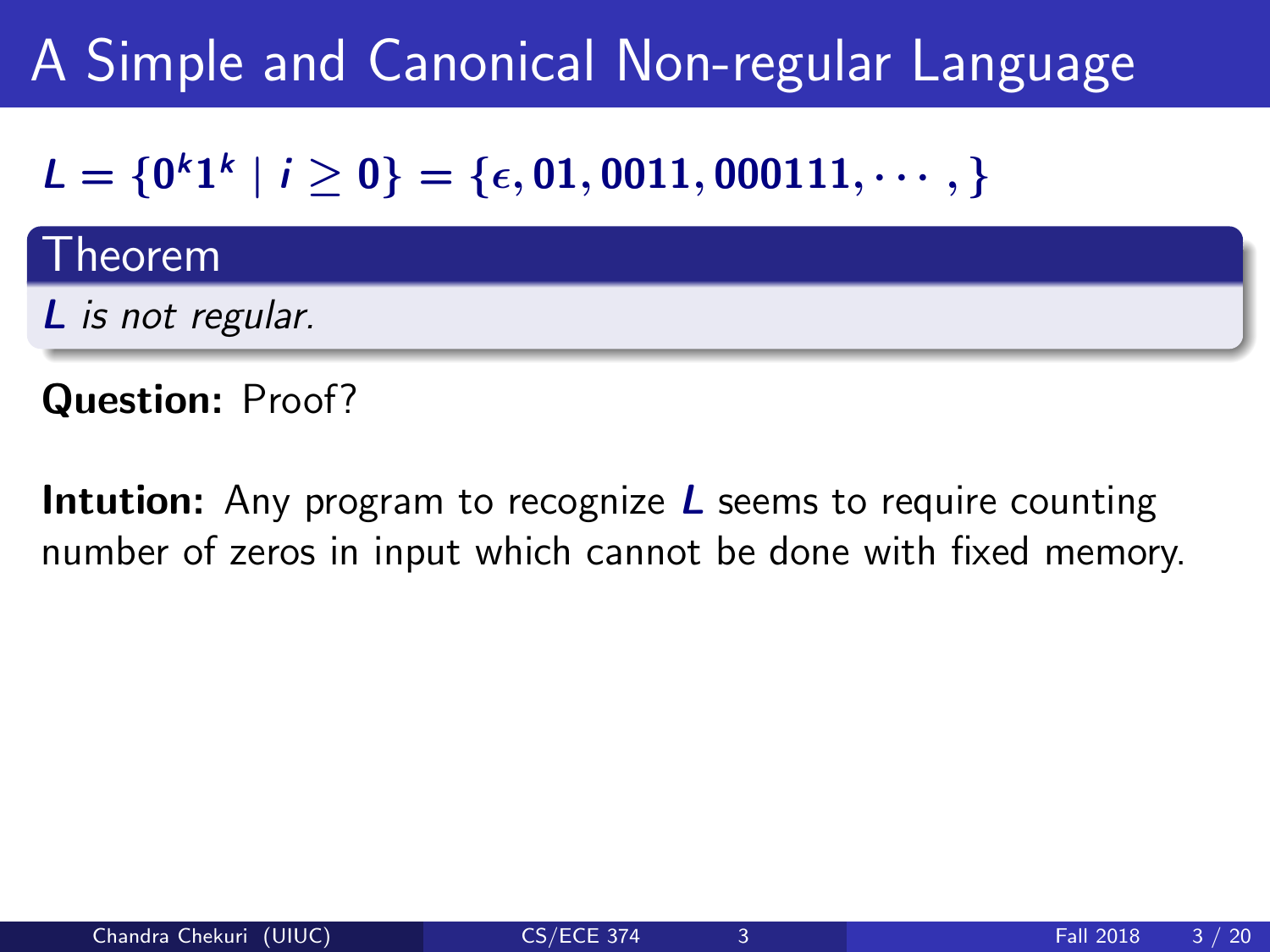# A Simple and Canonical Non-regular Language

$L = \{0^k 1^k \mid i \geq 0\} = \{\epsilon, 01, 0011, 000111, \cdots, \}$

**Theorem**

*$L$ is not regular.*

**Question:** Proof?

**Intution:** Any program to recognize $L$ seems to require counting number of zeros in input which cannot be done with fixed memory.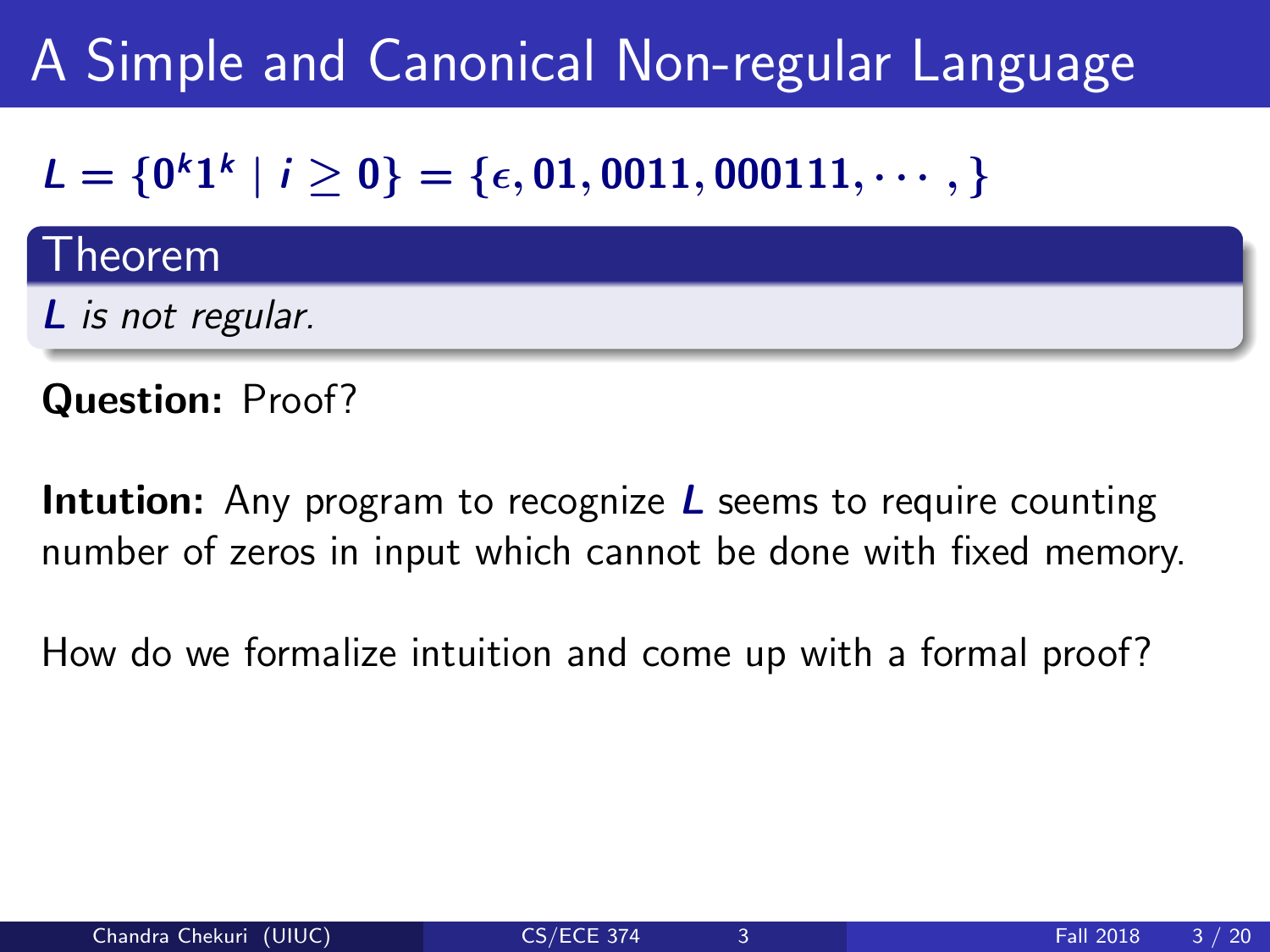# A Simple and Canonical Non-regular Language

$L = \{0^k 1^k \mid i \geq 0\} = \{\epsilon, 01, 0011, 000111, \cdots,\}$

**Theorem**

*$L$ is not regular.*

**Question:** Proof?

**Intution:** Any program to recognize $L$ seems to require counting number of zeros in input which cannot be done with fixed memory.

How do we formalize intuition and come up with a formal proof?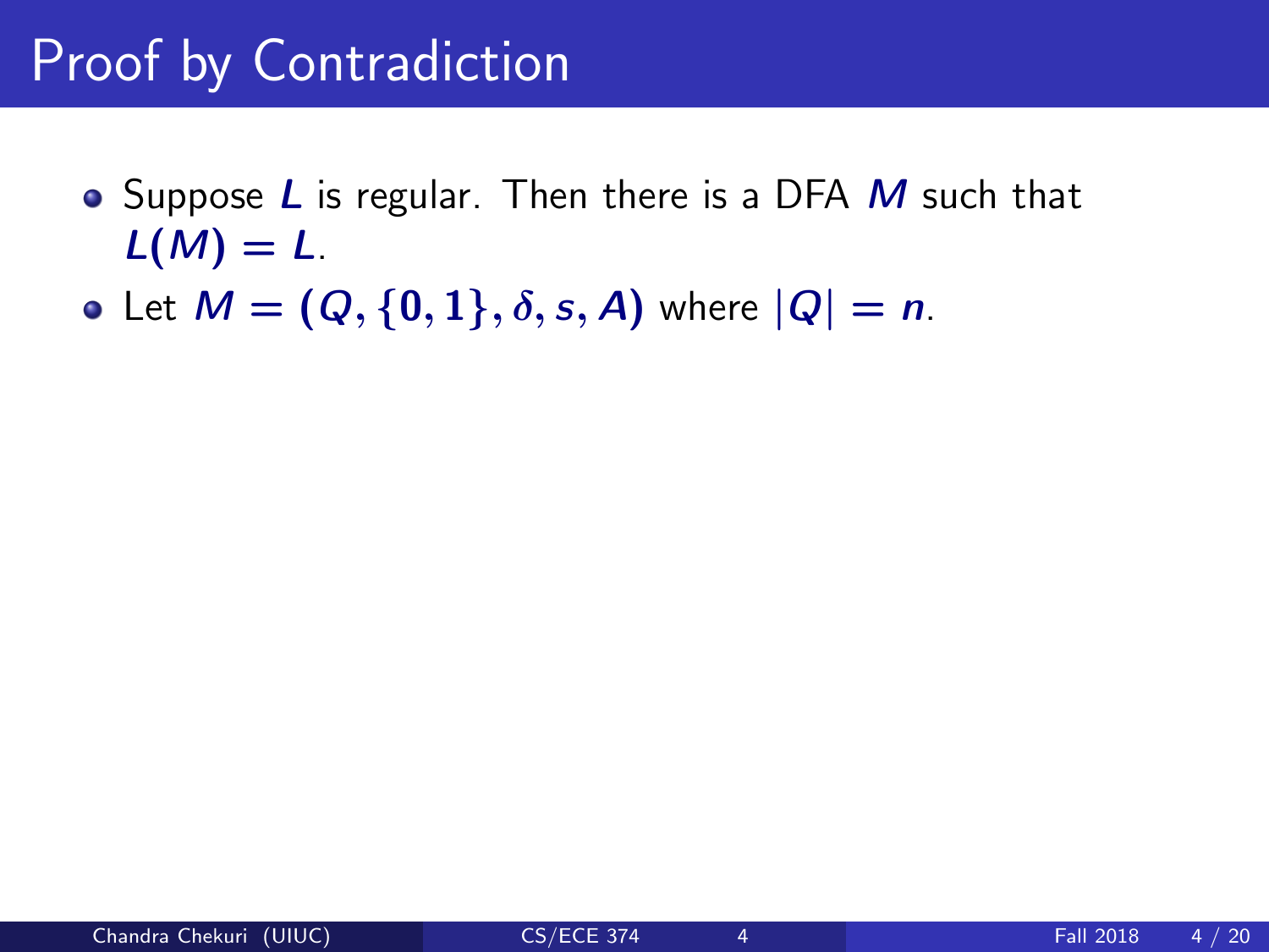# Proof by Contradiction

- Suppose $L$ is regular. Then there is a DFA $M$ such that $L(M) = L$.
- Let $M = (Q, \{0, 1\}, \delta, s, A)$ where $|Q| = n$.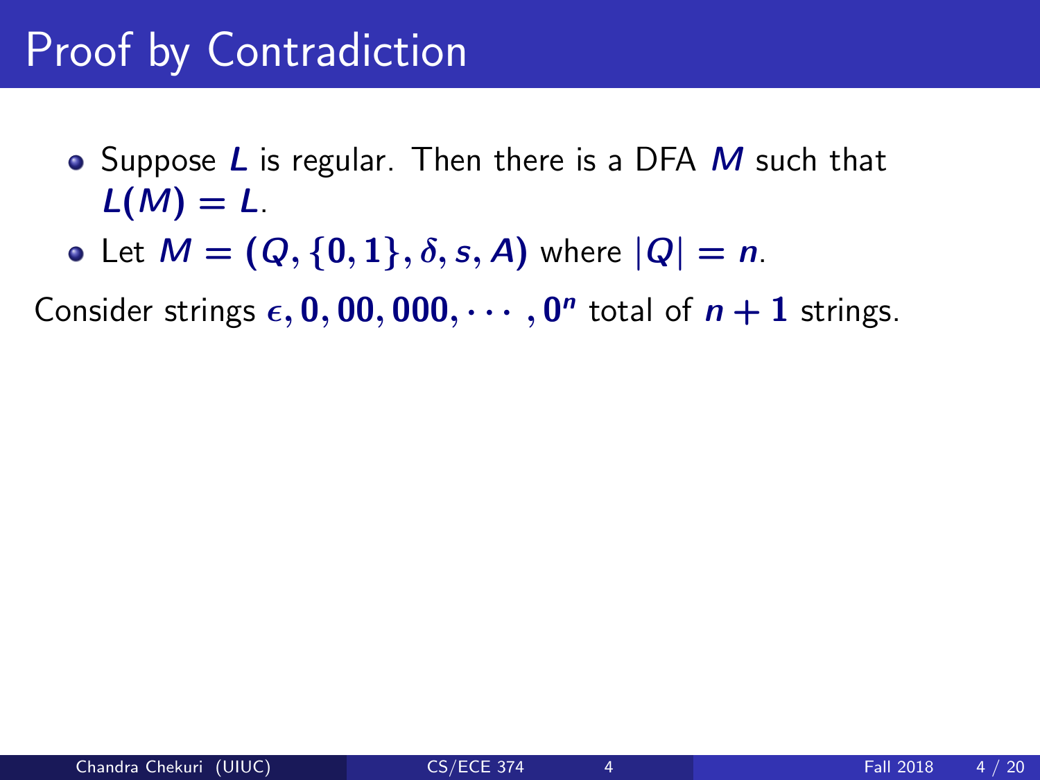# Proof by Contradiction

- Suppose $L$ is regular. Then there is a DFA $M$ such that $L(M) = L$.
- Let $M = (Q, \{0, 1\}, \delta, s, A)$ where $|Q| = n$.

Consider strings $\epsilon, 0, 00, 000, \cdots, 0^n$ total of $n + 1$ strings.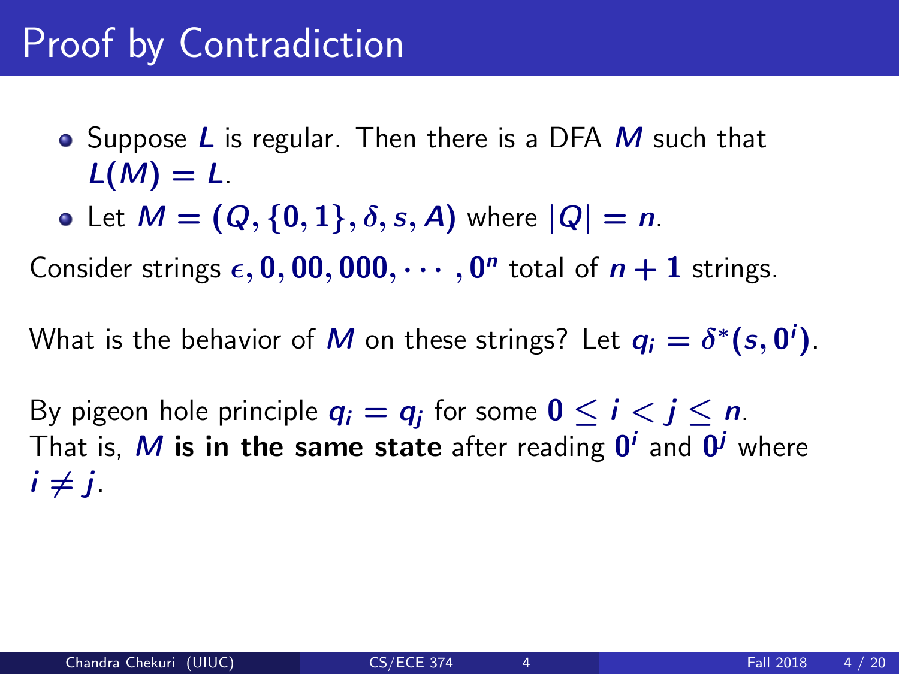# Proof by Contradiction

- Suppose $L$ is regular. Then there is a DFA $M$ such that $L(M) = L$.
- Let $M = (Q, \{0,1\}, \delta, s, A)$ where $|Q| = n$.

Consider strings $\epsilon, 0, 00, 000, \cdots, 0^n$ total of $n+1$ strings.

What is the behavior of $M$ on these strings? Let $q_i = \delta^*(s, 0^i)$.

By pigeon hole principle $q_i = q_j$ for some $0 \le i < j \le n$.
That is, $M$ **is in the same state** after reading $0^i$ and $0^j$ where $i \neq j$.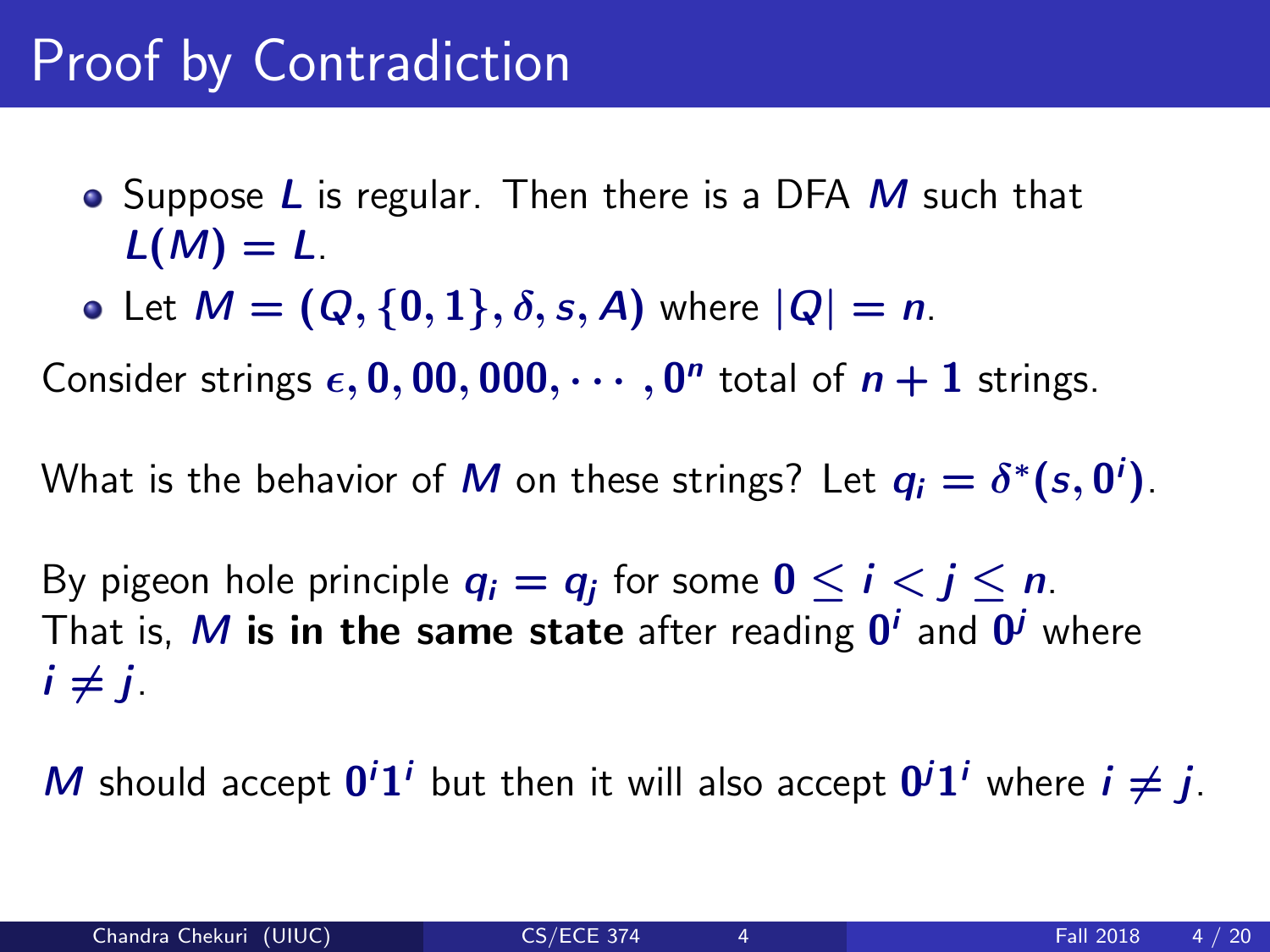# Proof by Contradiction

- Suppose $L$ is regular. Then there is a DFA $M$ such that $L(M) = L$.
- Let $M = (Q, \{0, 1\}, \delta, s, A)$ where $|Q| = n$.

Consider strings $\epsilon, 0, 00, 000, \cdots, 0^n$ total of $n + 1$ strings.

What is the behavior of $M$ on these strings? Let $q_i = \delta^*(s, 0^i)$.

By pigeon hole principle $q_i = q_j$ for some $0 \leq i < j \leq n$.
That is, $M$ **is in the same state** after reading $0^i$ and $0^j$ where $i \neq j$.

$M$ should accept $0^i 1^i$ but then it will also accept $0^j 1^i$ where $i \neq j$.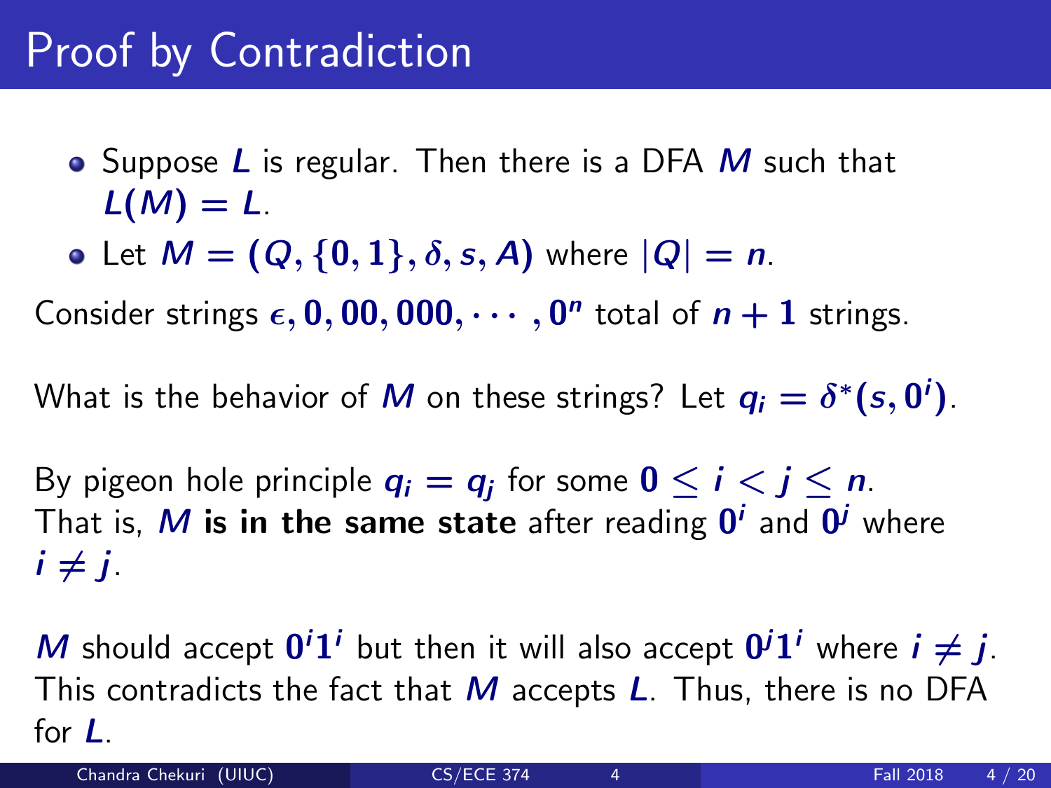# Proof by Contradiction

- Suppose $L$ is regular. Then there is a DFA $M$ such that $L(M) = L$.
- Let $M = (Q, \{0,1\}, \delta, s, A)$ where $|Q| = n$.

Consider strings $\epsilon, 0, 00, 000, \cdots, 0^n$ total of $n+1$ strings.

What is the behavior of $M$ on these strings? Let $q_i = \delta^*(s, 0^i)$.

By pigeon hole principle $q_i = q_j$ for some $0 \leq i < j \leq n$.
That is, $M$ **is in the same state** after reading $0^i$ and $0^j$ where $i \neq j$.

$M$ should accept $0^i 1^i$ but then it will also accept $0^j 1^i$ where $i \neq j$. This contradicts the fact that $M$ accepts $L$. Thus, there is no DFA for $L$.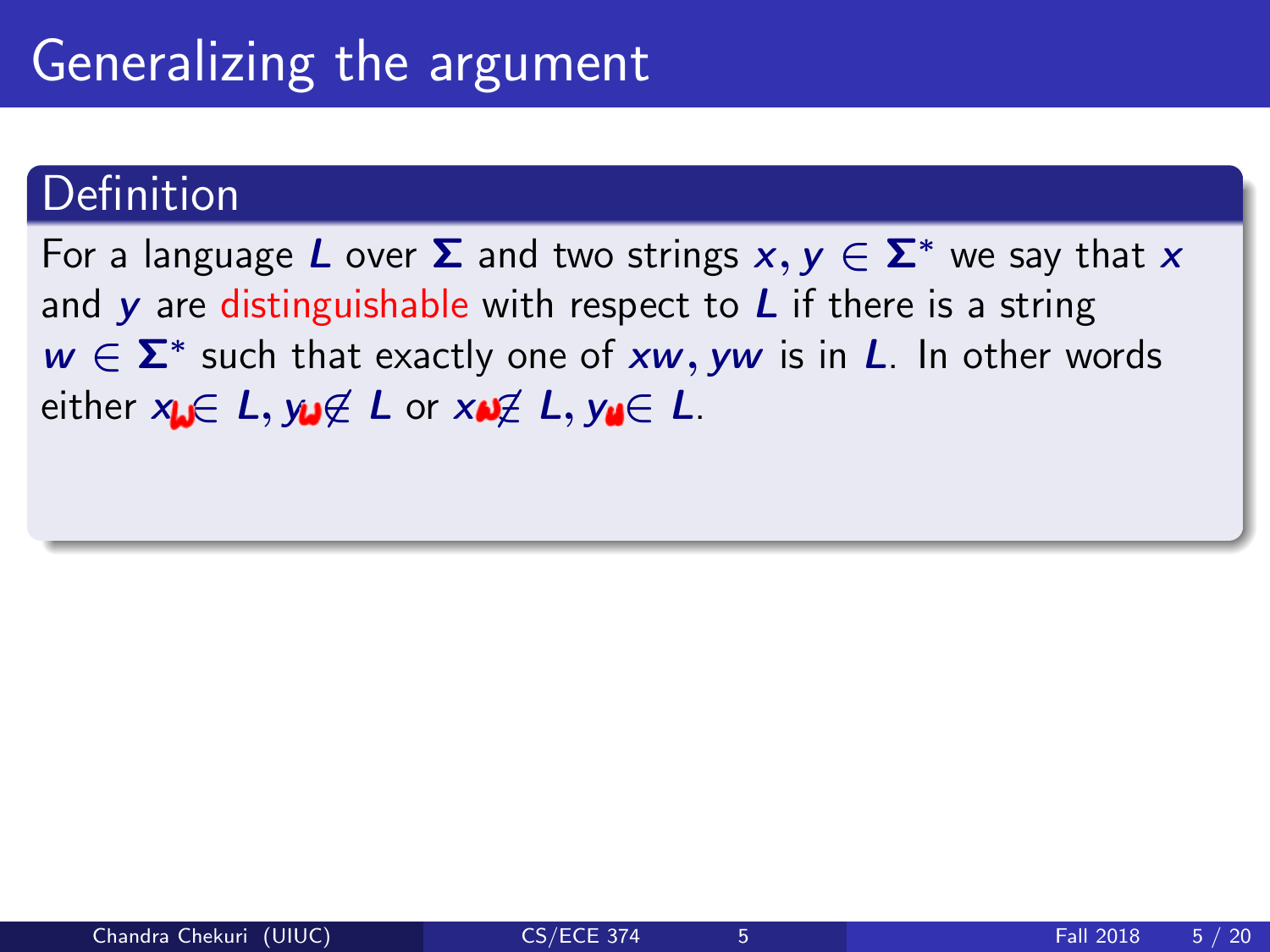# Generalizing the argument

**Definition**

For a language $L$ over $\Sigma$ and two strings $x, y \in \Sigma^*$ we say that $x$ and $y$ are distinguishable with respect to $L$ if there is a string $w \in \Sigma^*$ such that exactly one of $xw, yw$ is in $L$. In other words either $xw \in L, yw \notin L$ or $xw \notin L, yw \in L$.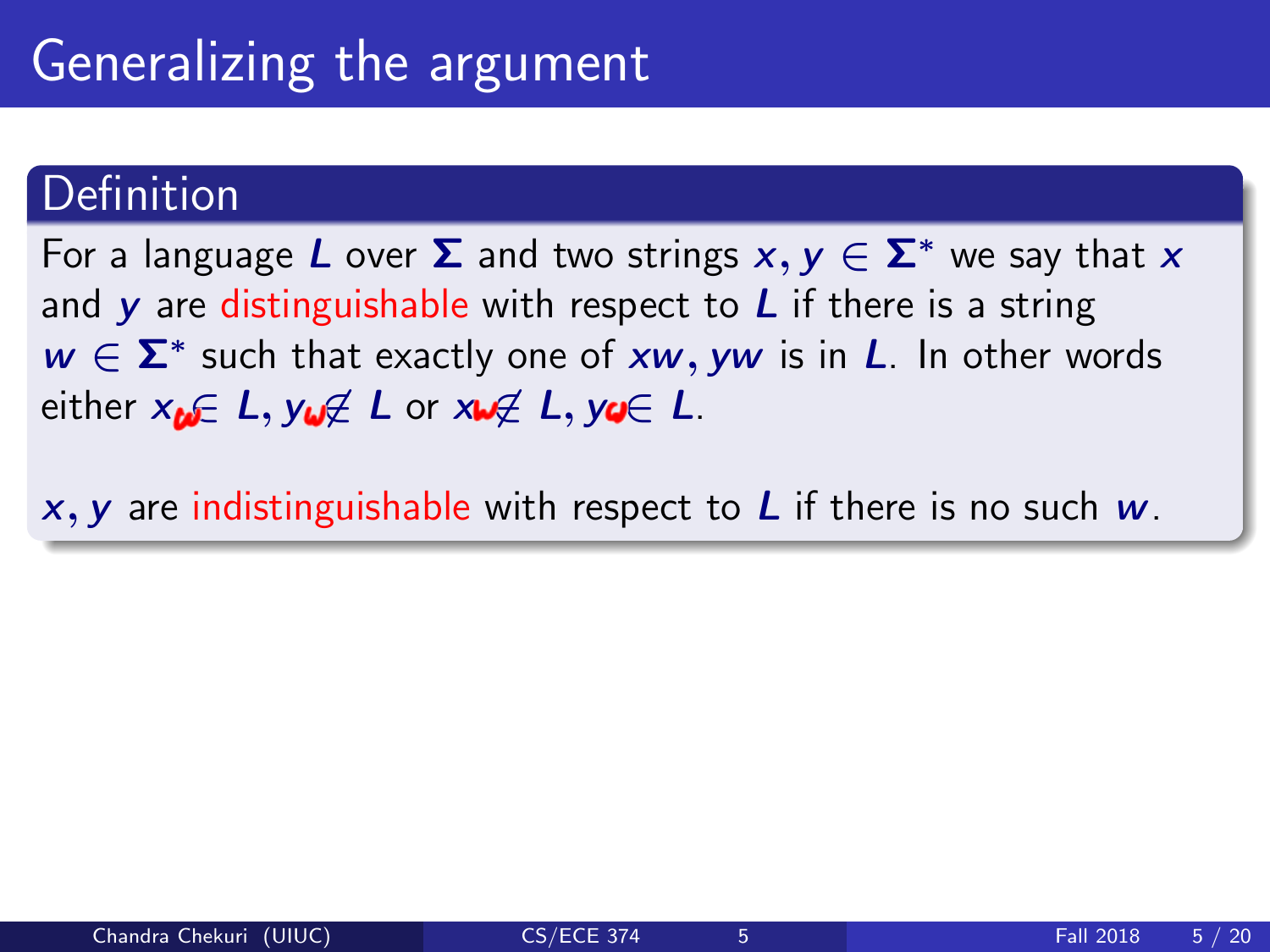# Generalizing the argument

## Definition

For a language $L$ over $\Sigma$ and two strings $x, y \in \Sigma^*$ we say that $x$ and $y$ are distinguishable with respect to $L$ if there is a string $w \in \Sigma^*$ such that exactly one of $xw, yw$ is in $L$. In other words either $xw \in L, yw \notin L$ or $xw \notin L, yw \in L$.

$x, y$ are indistinguishable with respect to $L$ if there is no such $w$.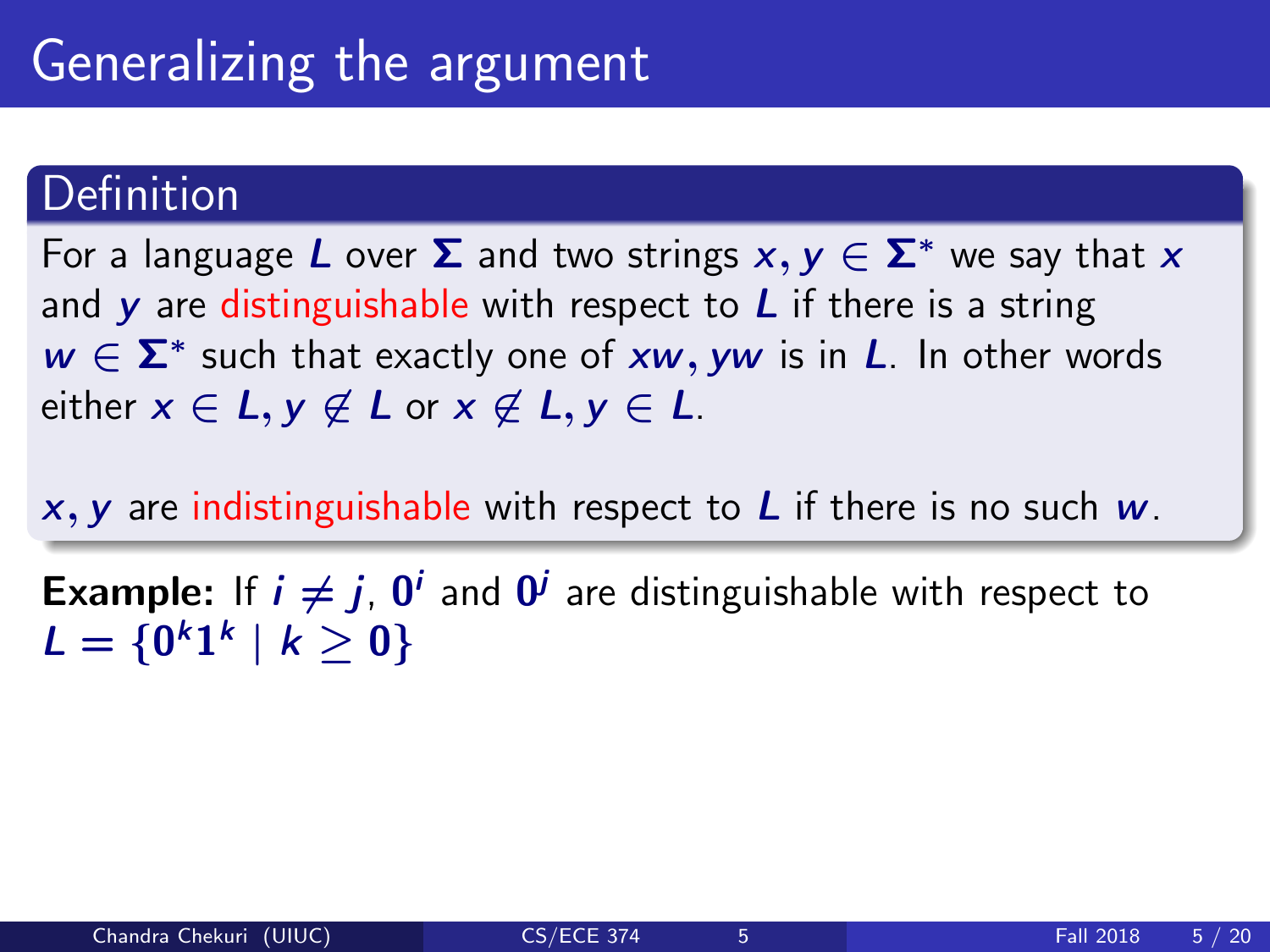# Generalizing the argument

## Definition

For a language $L$ over $\Sigma$ and two strings $x, y \in \Sigma^*$ we say that $x$ and $y$ are distinguishable with respect to $L$ if there is a string $w \in \Sigma^*$ such that exactly one of $xw, yw$ is in $L$. In other words either $x \in L, y \notin L$ or $x \notin L, y \in L$.

$x, y$ are indistinguishable with respect to $L$ if there is no such $w$.

**Example:** If $i \neq j$, $0^i$ and $0^j$ are distinguishable with respect to $L = \{0^k 1^k \mid k \geq 0\}$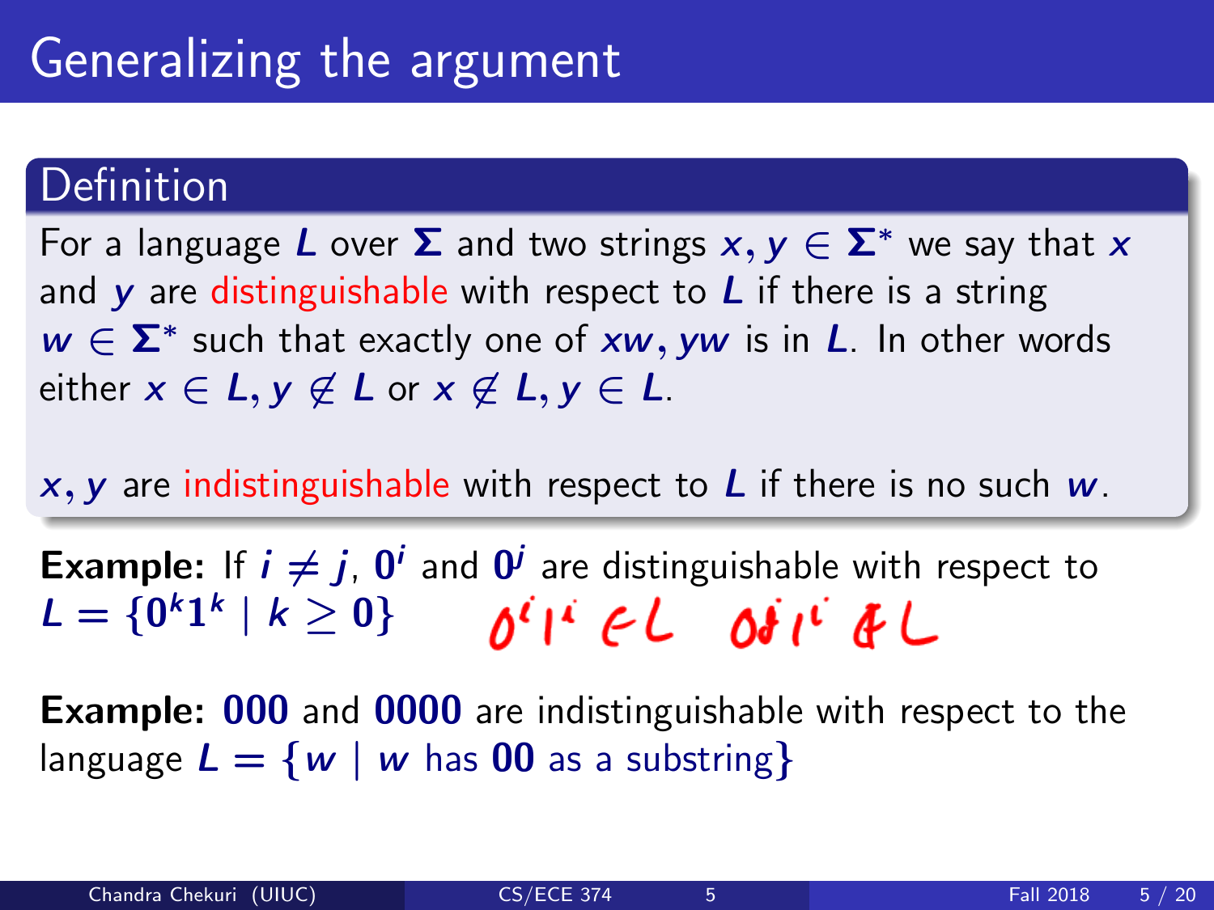# Generalizing the argument

## Definition

For a language $L$ over $\Sigma$ and two strings $x, y \in \Sigma^*$ we say that $x$ and $y$ are distinguishable with respect to $L$ if there is a string $w \in \Sigma^*$ such that exactly one of $xw, yw$ is in $L$. In other words either $x \in L, y \notin L$ or $x \notin L, y \in L$.

$x, y$ are indistinguishable with respect to $L$ if there is no such $w$.

**Example:** If $i \neq j$, $0^i$ and $0^j$ are distinguishable with respect to $L = \{0^k 1^k \mid k \geq 0\}$ $\quad 0^i 1^i \in L \quad 0^j 1^i \notin L$

**Example:** $000$ and $0000$ are indistinguishable with respect to the language $L = \{w \mid w \text{ has } 00 \text{ as a substring}\}$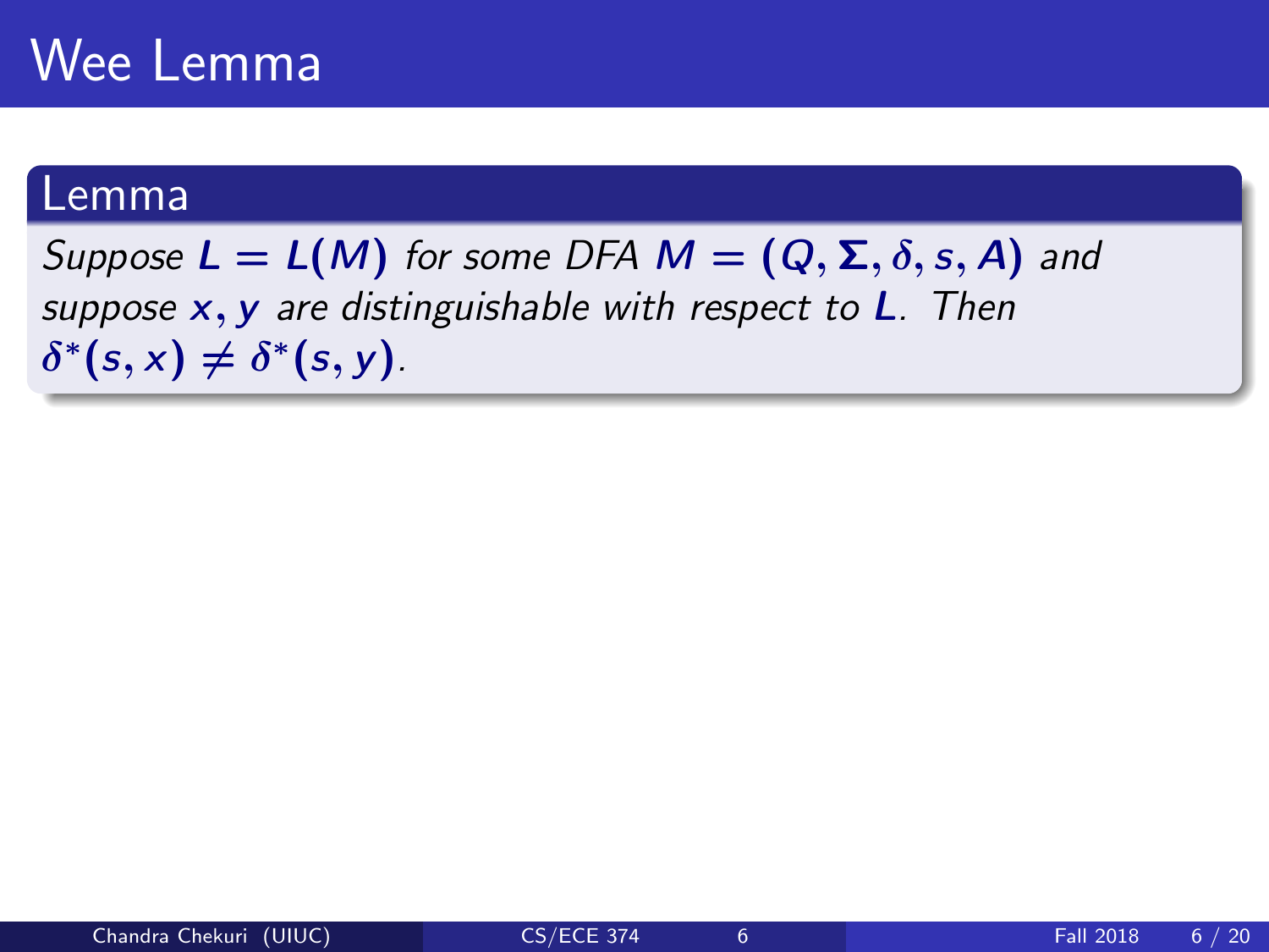# Wee Lemma

**Lemma**

*Suppose $L = L(M)$ for some DFA $M = (Q, \Sigma, \delta, s, A)$ and suppose $x, y$ are distinguishable with respect to $L$. Then $\delta^*(s, x) \neq \delta^*(s, y)$.*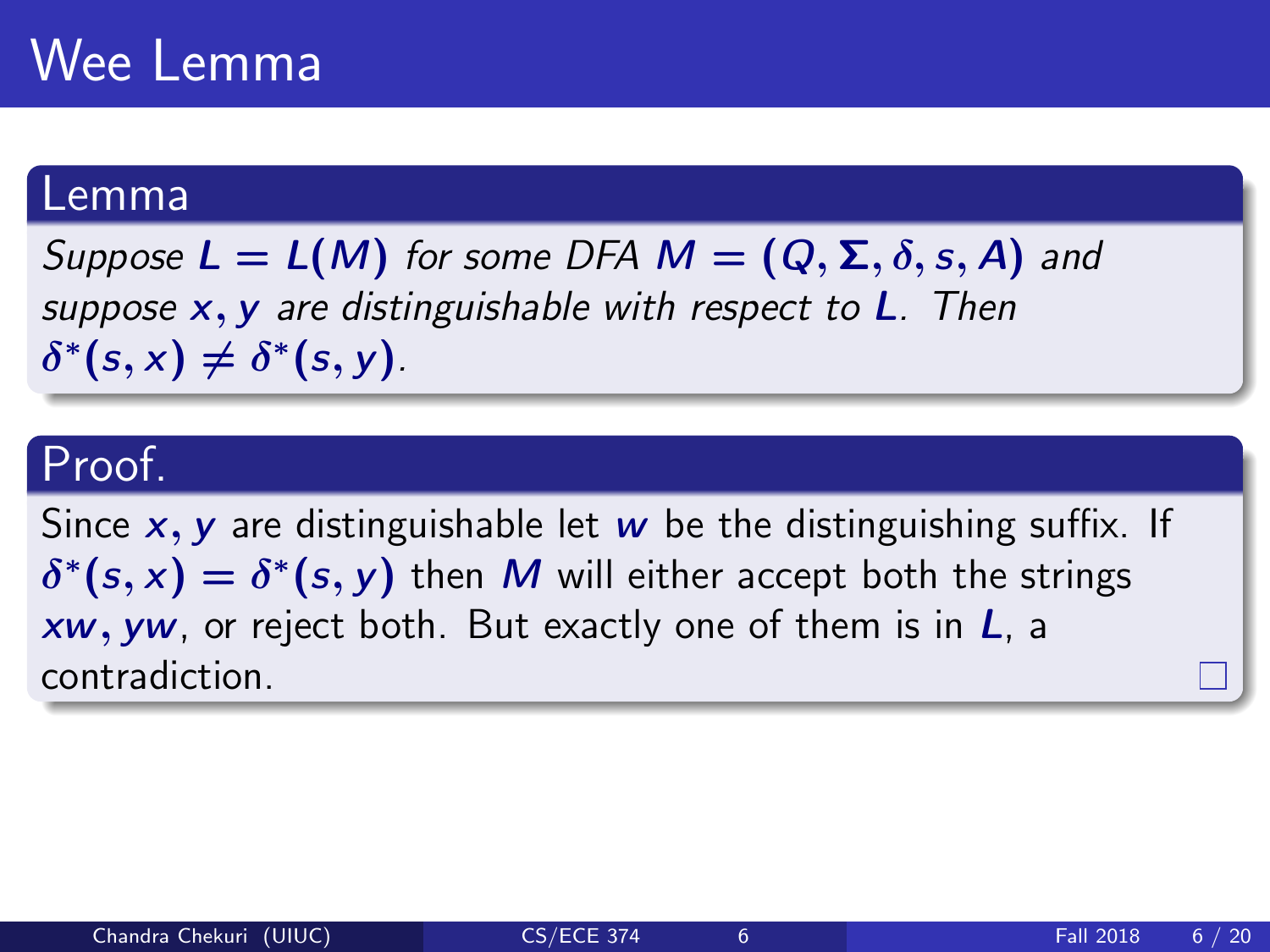# Wee Lemma

## Lemma

*Suppose $L = L(M)$ for some DFA $M = (Q, \Sigma, \delta, s, A)$ and suppose $x, y$ are distinguishable with respect to $L$. Then $\delta^*(s, x) \neq \delta^*(s, y)$.*

## Proof.

Since $x, y$ are distinguishable let $w$ be the distinguishing suffix. If $\delta^*(s, x) = \delta^*(s, y)$ then $M$ will either accept both the strings $xw, yw$, or reject both. But exactly one of them is in $L$, a contradiction. □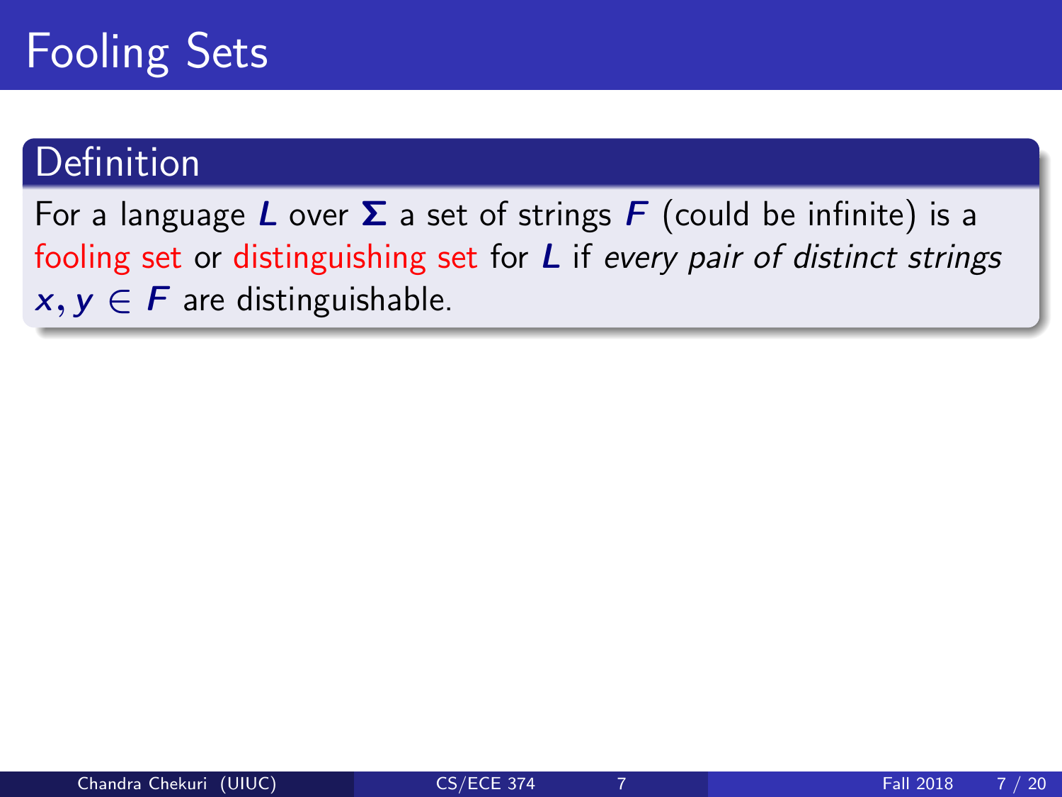# Fooling Sets

## Definition

For a language $L$ over $\Sigma$ a set of strings $F$ (could be infinite) is a fooling set or distinguishing set for $L$ if *every pair of distinct strings* $x, y \in F$ are distinguishable.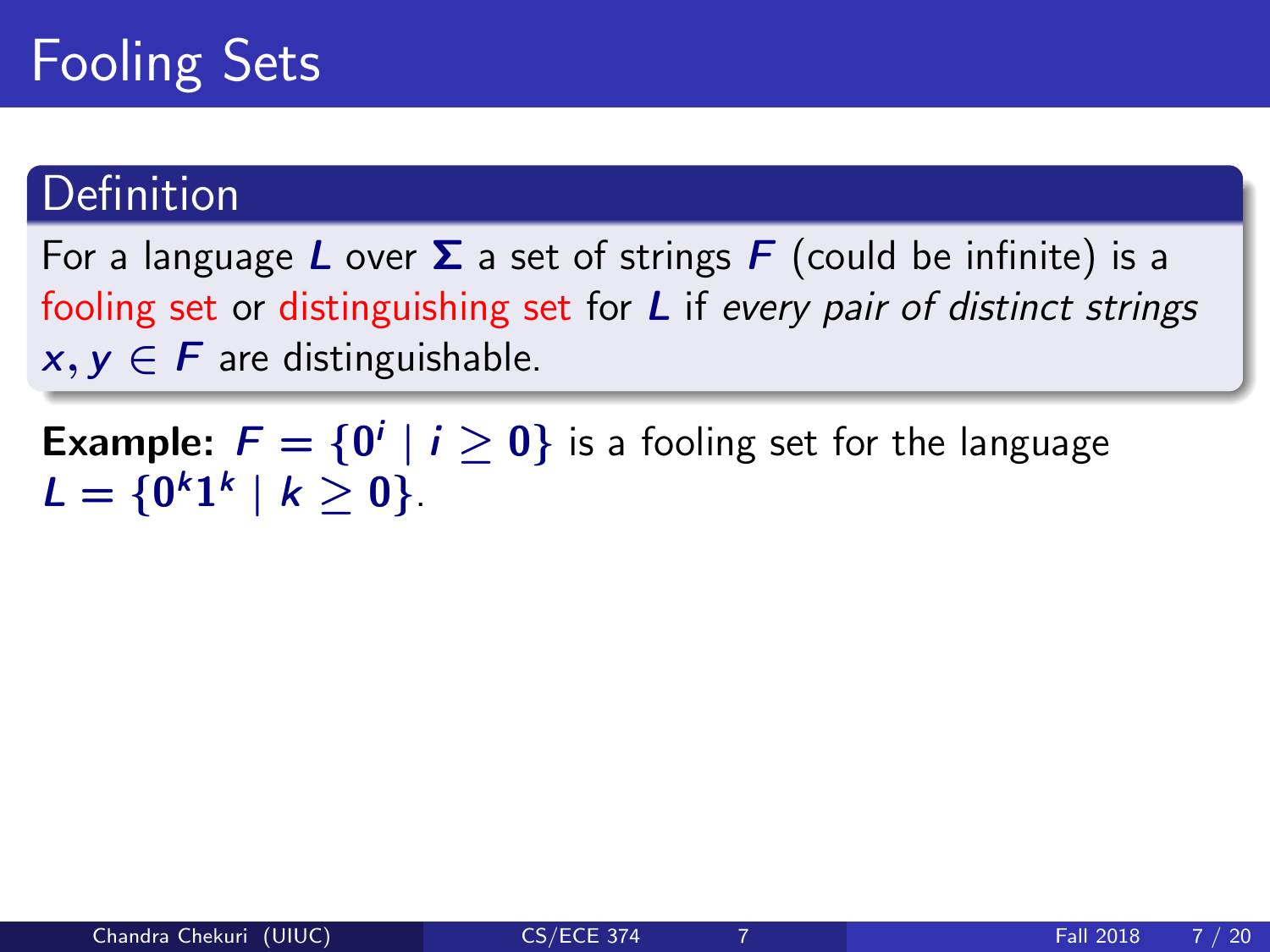# Fooling Sets

## Definition

For a language $L$ over $\Sigma$ a set of strings $F$ (could be infinite) is a fooling set or distinguishing set for $L$ if *every pair of distinct strings* $x, y \in F$ are distinguishable.

**Example:** $F = \{0^i \mid i \geq 0\}$ is a fooling set for the language $L = \{0^k 1^k \mid k \geq 0\}$.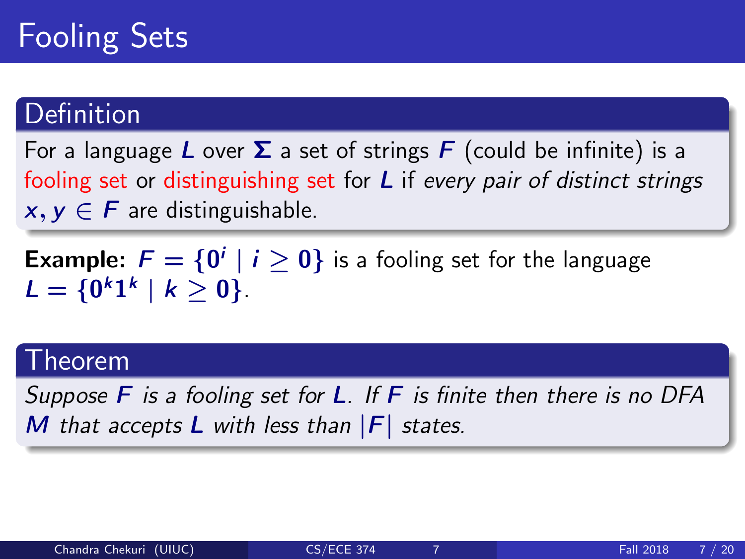# Fooling Sets

## Definition

For a language $L$ over $\Sigma$ a set of strings $F$ (could be infinite) is a fooling set or distinguishing set for $L$ if *every pair of distinct strings* $x, y \in F$ are distinguishable.

**Example:** $F = \{0^i \mid i \geq 0\}$ is a fooling set for the language $L = \{0^k 1^k \mid k \geq 0\}$.

## Theorem

*Suppose $F$ is a fooling set for $L$. If $F$ is finite then there is no DFA $M$ that accepts $L$ with less than $|F|$ states.*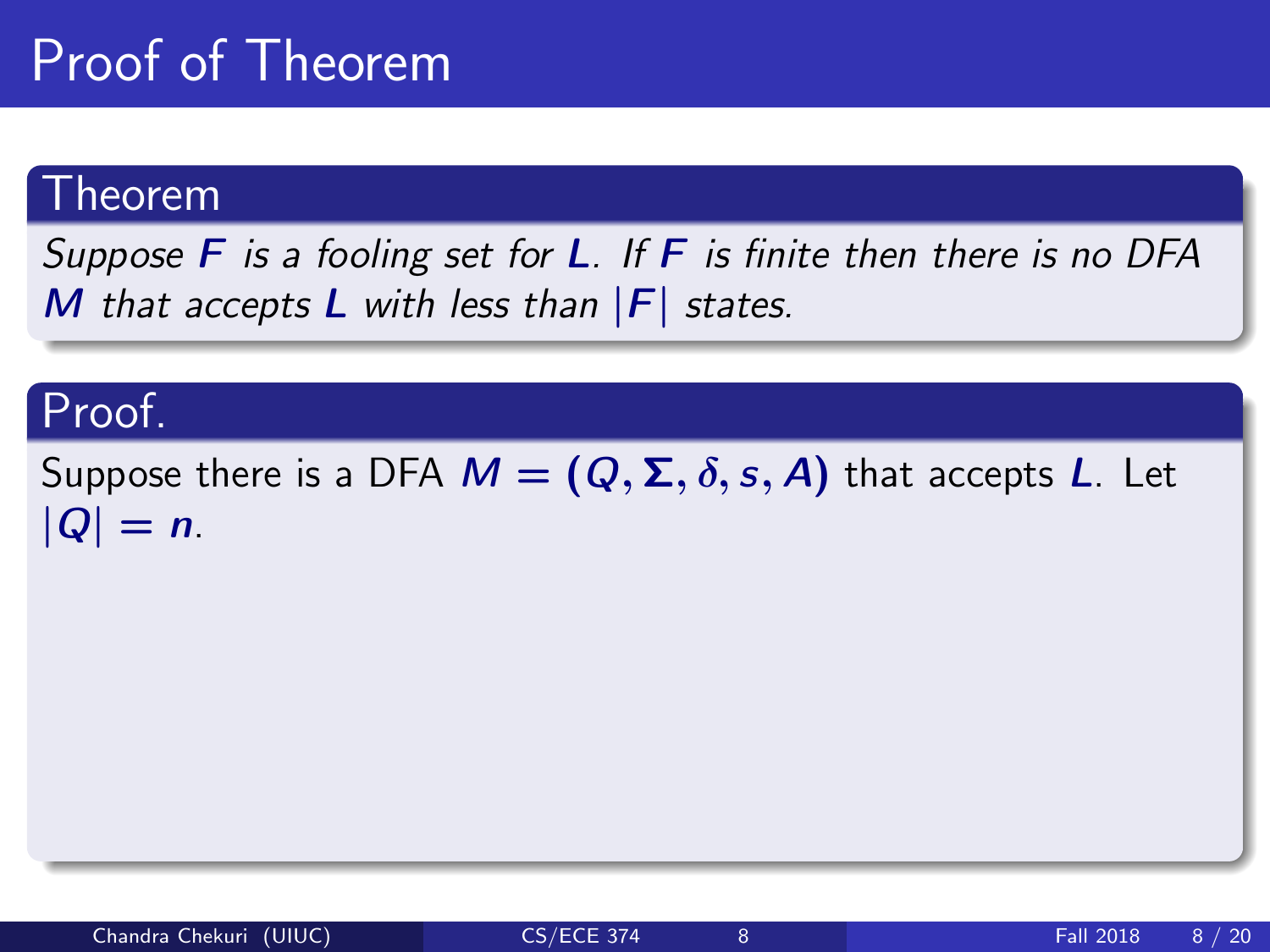# Proof of Theorem

**Theorem**

*Suppose $F$ is a fooling set for $L$. If $F$ is finite then there is no DFA $M$ that accepts $L$ with less than $|F|$ states.*

**Proof.**

Suppose there is a DFA $M = (Q, \Sigma, \delta, s, A)$ that accepts $L$. Let $|Q| = n$.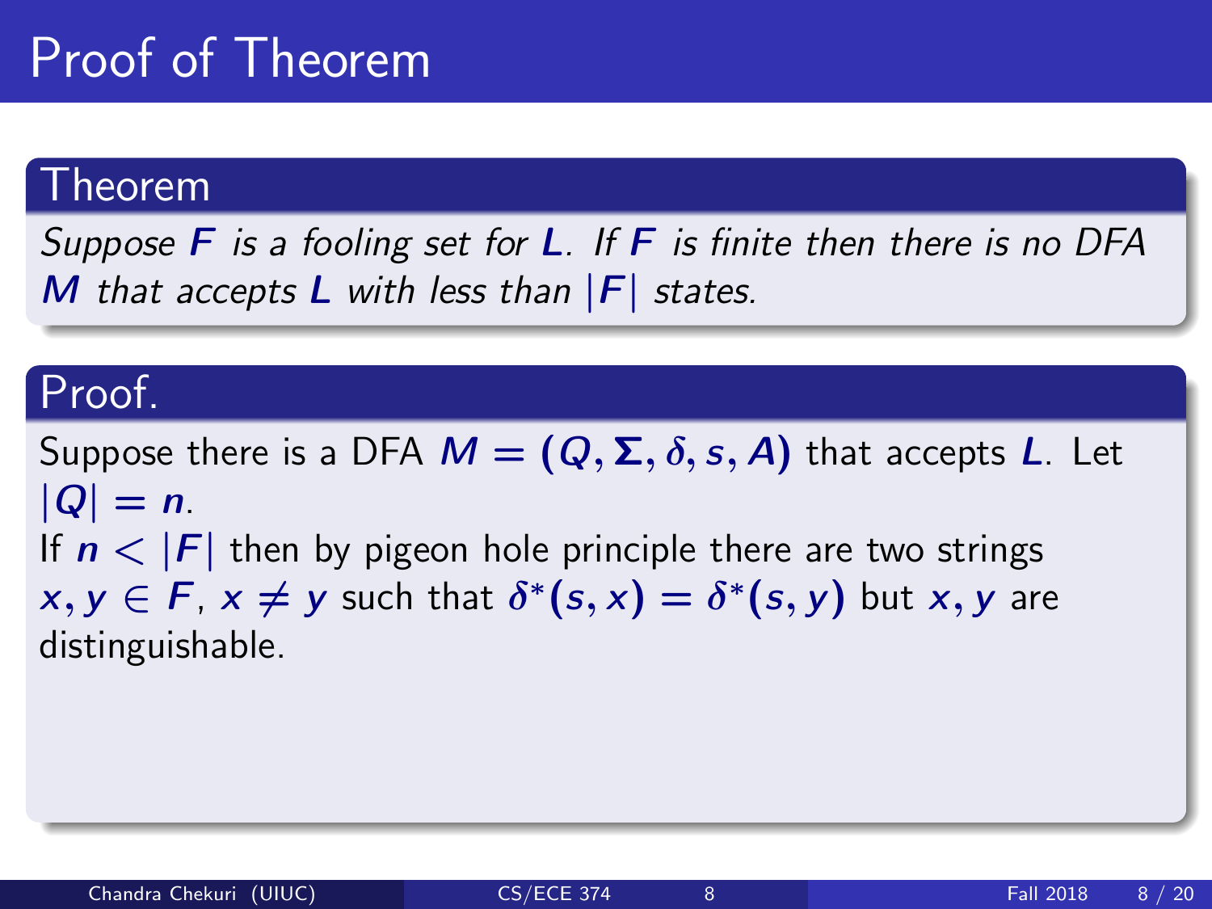# Proof of Theorem

## Theorem

*Suppose $F$ is a fooling set for $L$. If $F$ is finite then there is no DFA $M$ that accepts $L$ with less than $|F|$ states.*

## Proof.

Suppose there is a DFA $M = (Q, \Sigma, \delta, s, A)$ that accepts $L$. Let $|Q| = n$.

If $n < |F|$ then by pigeon hole principle there are two strings $x, y \in F$, $x \neq y$ such that $\delta^*(s, x) = \delta^*(s, y)$ but $x, y$ are distinguishable.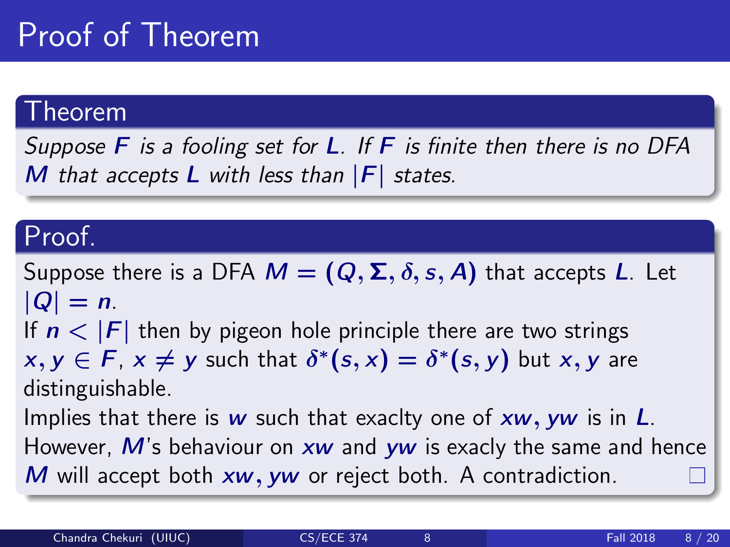# Proof of Theorem

## Theorem

*Suppose $F$ is a fooling set for $L$. If $F$ is finite then there is no DFA $M$ that accepts $L$ with less than $|F|$ states.*

## Proof.

Suppose there is a DFA $M = (Q, \Sigma, \delta, s, A)$ that accepts $L$. Let $|Q| = n$.

If $n < |F|$ then by pigeon hole principle there are two strings $x, y \in F$, $x \neq y$ such that $\delta^*(s, x) = \delta^*(s, y)$ but $x, y$ are distinguishable.

Implies that there is $w$ such that exaclty one of $xw, yw$ is in $L$.

However, $M$'s behaviour on $xw$ and $yw$ is exacly the same and hence $M$ will accept both $xw, yw$ or reject both. A contradiction. □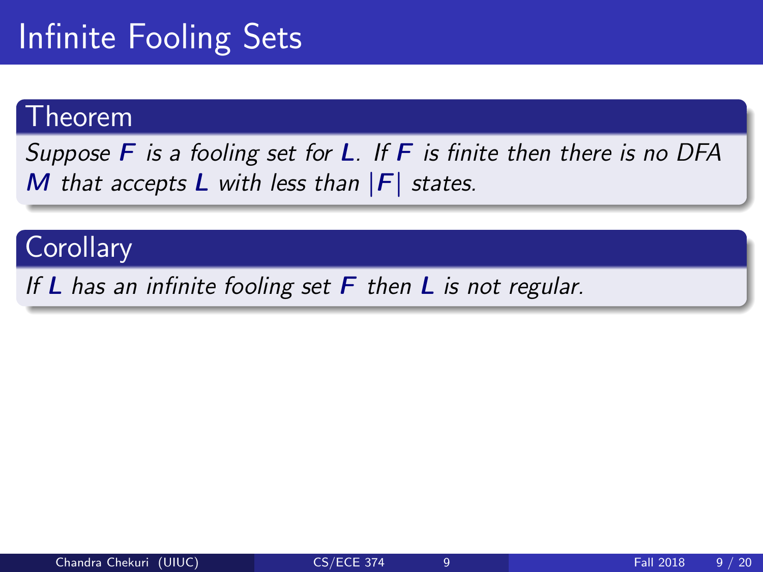# Infinite Fooling Sets

## Theorem

*Suppose $F$ is a fooling set for $L$. If $F$ is finite then there is no DFA $M$ that accepts $L$ with less than $|F|$ states.*

## Corollary

*If $L$ has an infinite fooling set $F$ then $L$ is not regular.*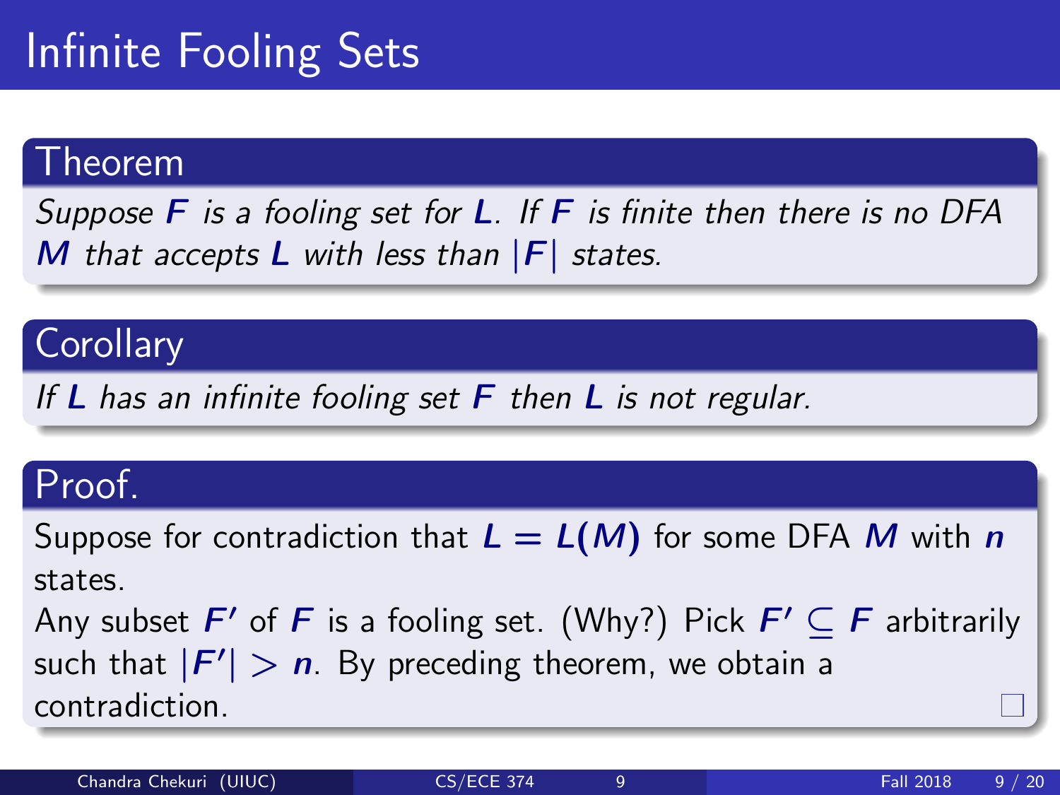# Infinite Fooling Sets

## Theorem

*Suppose $F$ is a fooling set for $L$. If $F$ is finite then there is no DFA $M$ that accepts $L$ with less than $|F|$ states.*

## Corollary

*If $L$ has an infinite fooling set $F$ then $L$ is not regular.*

## Proof.

Suppose for contradiction that $L = L(M)$ for some DFA $M$ with $n$ states.

Any subset $F'$ of $F$ is a fooling set. (Why?) Pick $F' \subseteq F$ arbitrarily such that $|F'| > n$. By preceding theorem, we obtain a contradiction. □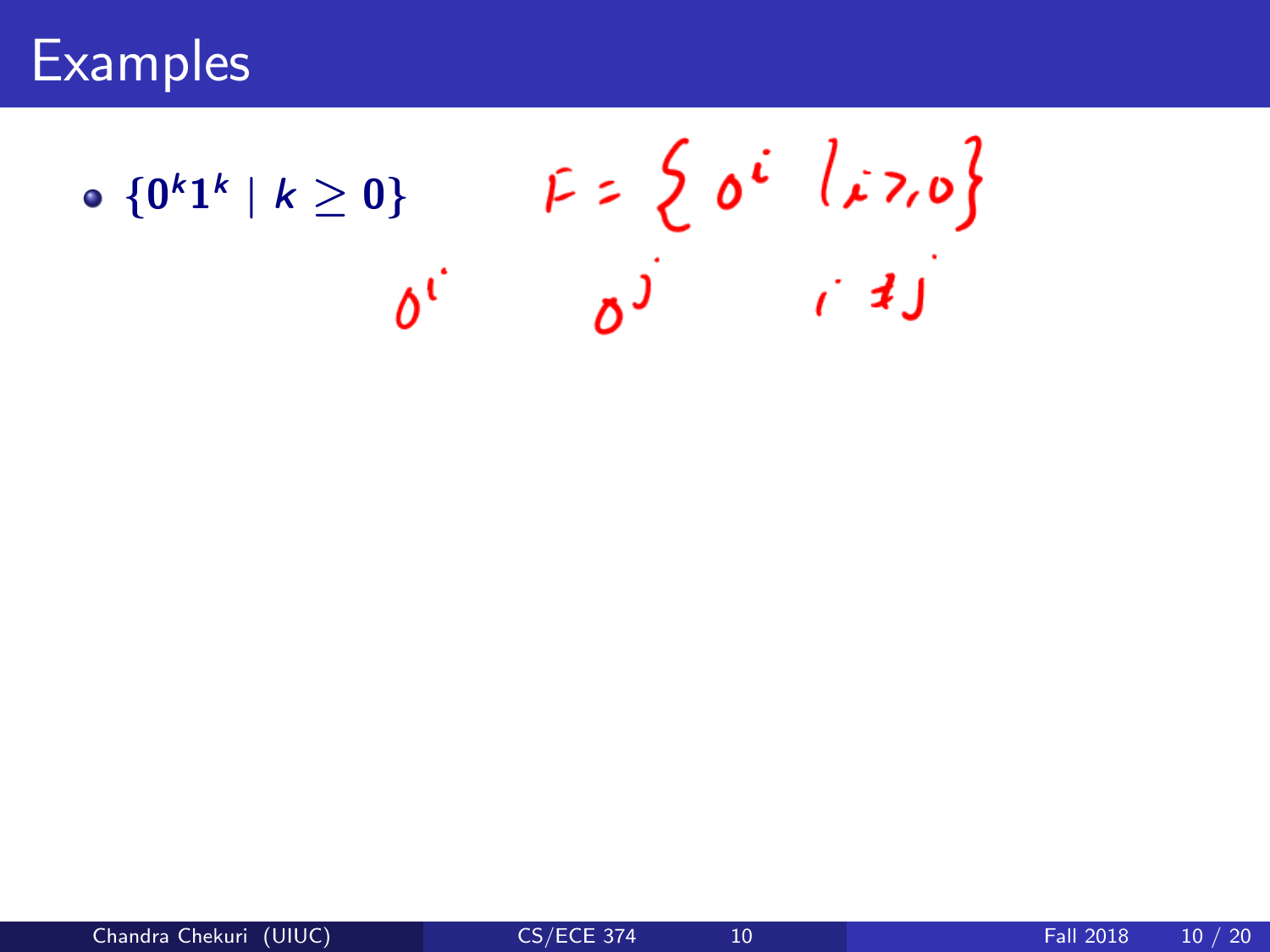# Examples

- $\{0^k 1^k \mid k \geq 0\}$

$F = \{ 0^i \mid i \geq 0 \}$

$0^i \quad 0^j \quad i \neq j$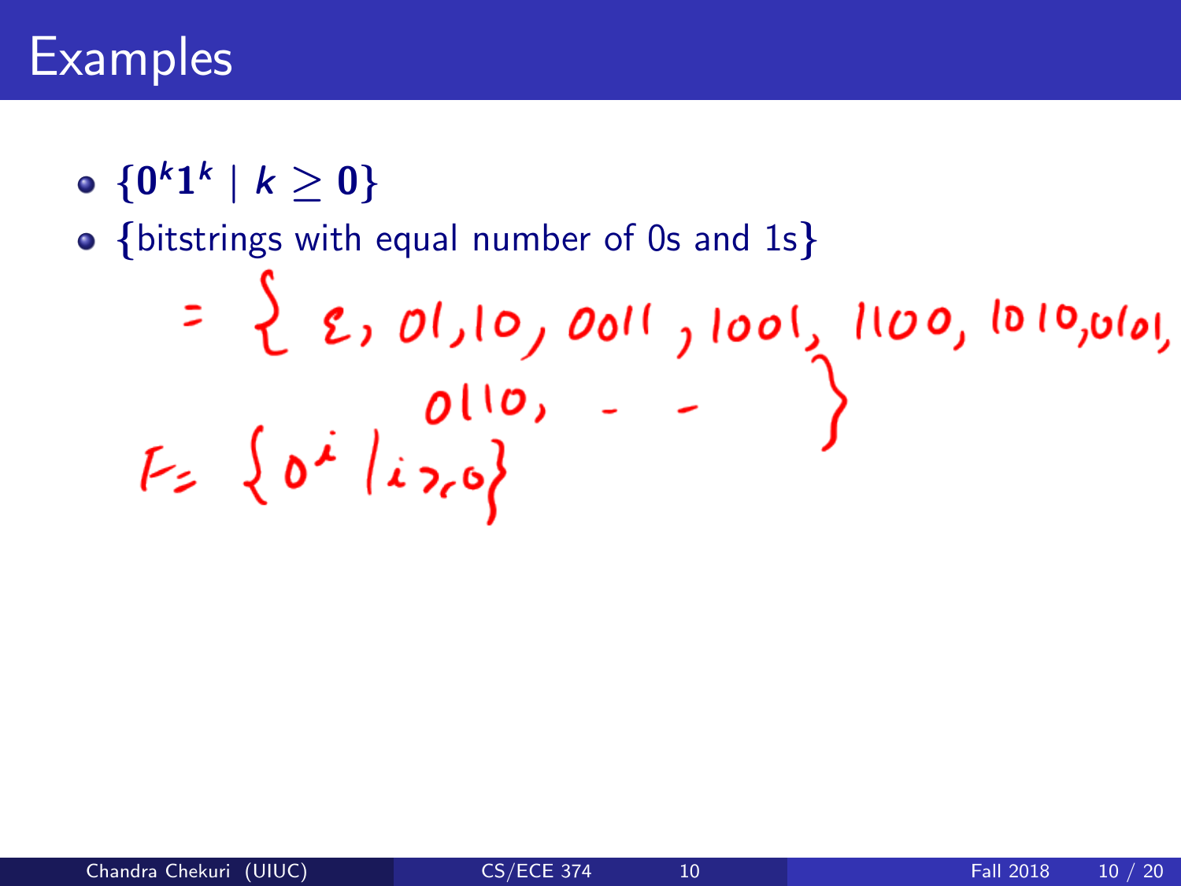# Examples

- $\{0^k 1^k \mid k \geq 0\}$
- {bitstrings with equal number of 0s and 1s}

$= \{ \varepsilon, 01, 10, 0011, 1001, 1100, 1010, 0101, 0110, \ldots \}$

$F = \{ 0^i \mid i \geq 0 \}$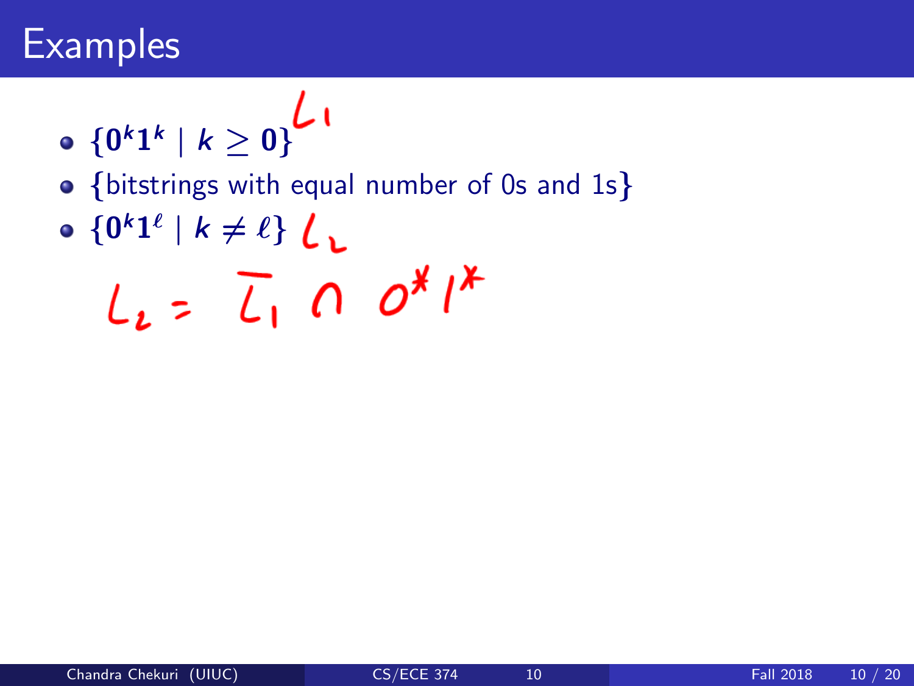# Examples

- $\{0^k 1^k \mid k \geq 0\}$ $L_1$
- {bitstrings with equal number of 0s and 1s}
- $\{0^k 1^\ell \mid k \neq \ell\}$ $L_2$

$$L_2 = \overline{L_1} \cap 0^* 1^*$$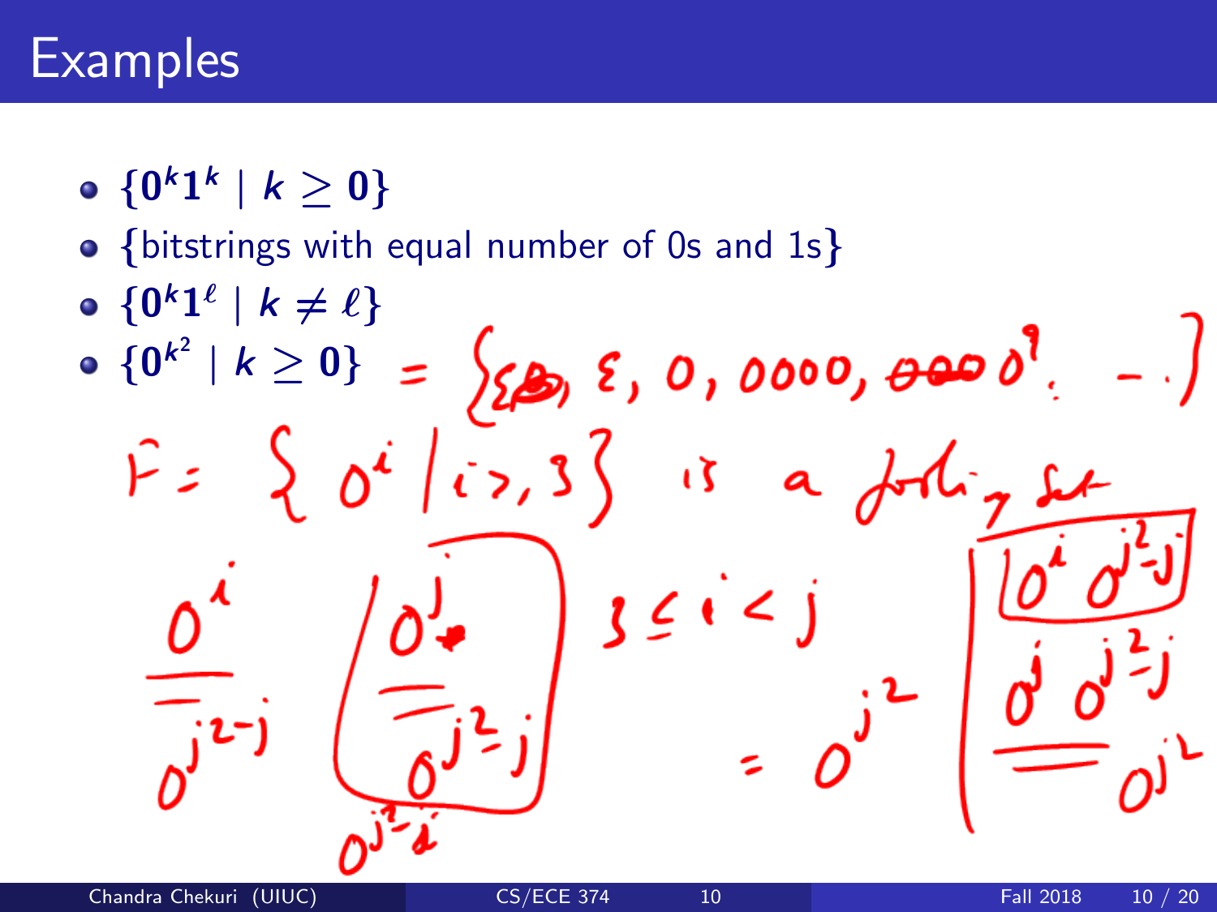# Examples

- $\{0^k 1^k \mid k \geq 0\}$
- {bitstrings with equal number of 0s and 1s}
- $\{0^k 1^\ell \mid k \neq \ell\}$
- $\{0^{k^2} \mid k \geq 0\}$ $= \{\varepsilon, 0, 0000, 0^9, \ldots\}$

$F = \{0^i \mid i \geq 3\}$ is a fooling set

$0^i$ $\quad 0^j$ $\quad 3 \leq i < j$

$0^{j^2-j}$ $\quad 0^{j^2-j}$

$0^{j^2-i}$

$0^i 0^{j^2-j}$

$0^j 0^{j^2-j} = 0^{j^2}$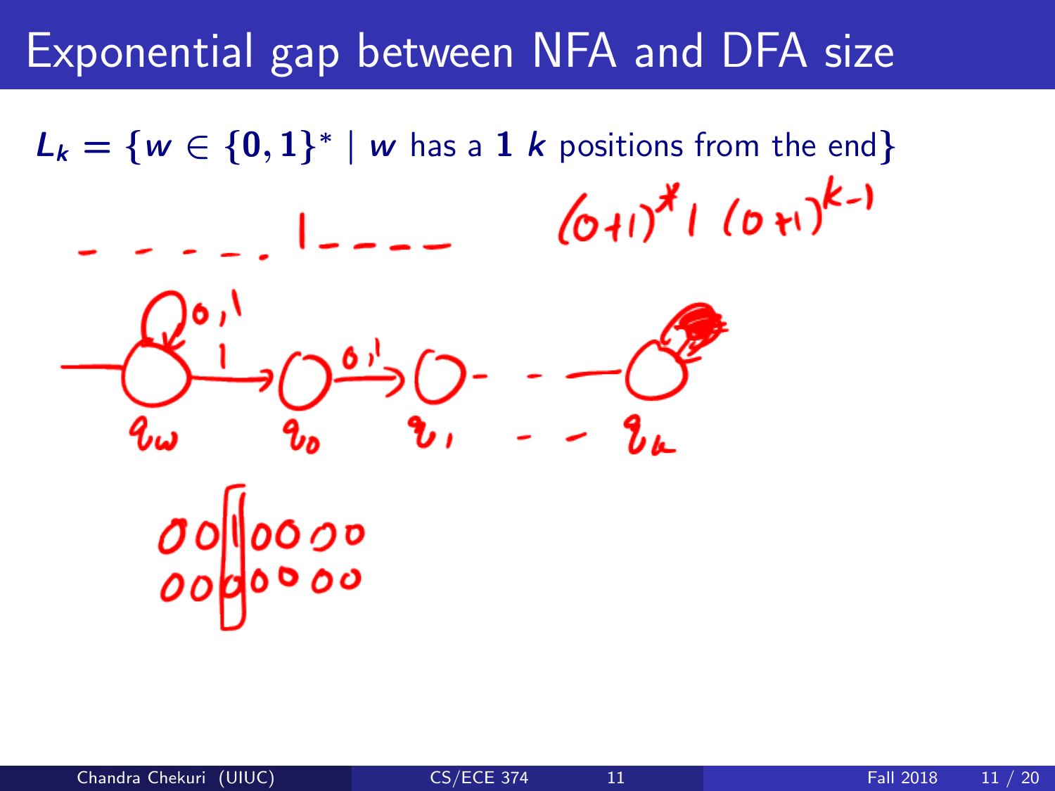# Exponential gap between NFA and DFA size

$L_k = \{w \in \{0,1\}^* \mid w \text{ has a } \mathbf{1}\ k \text{ positions from the end}\}$

$(0+1)^* 1 (0+1)^{k-1}$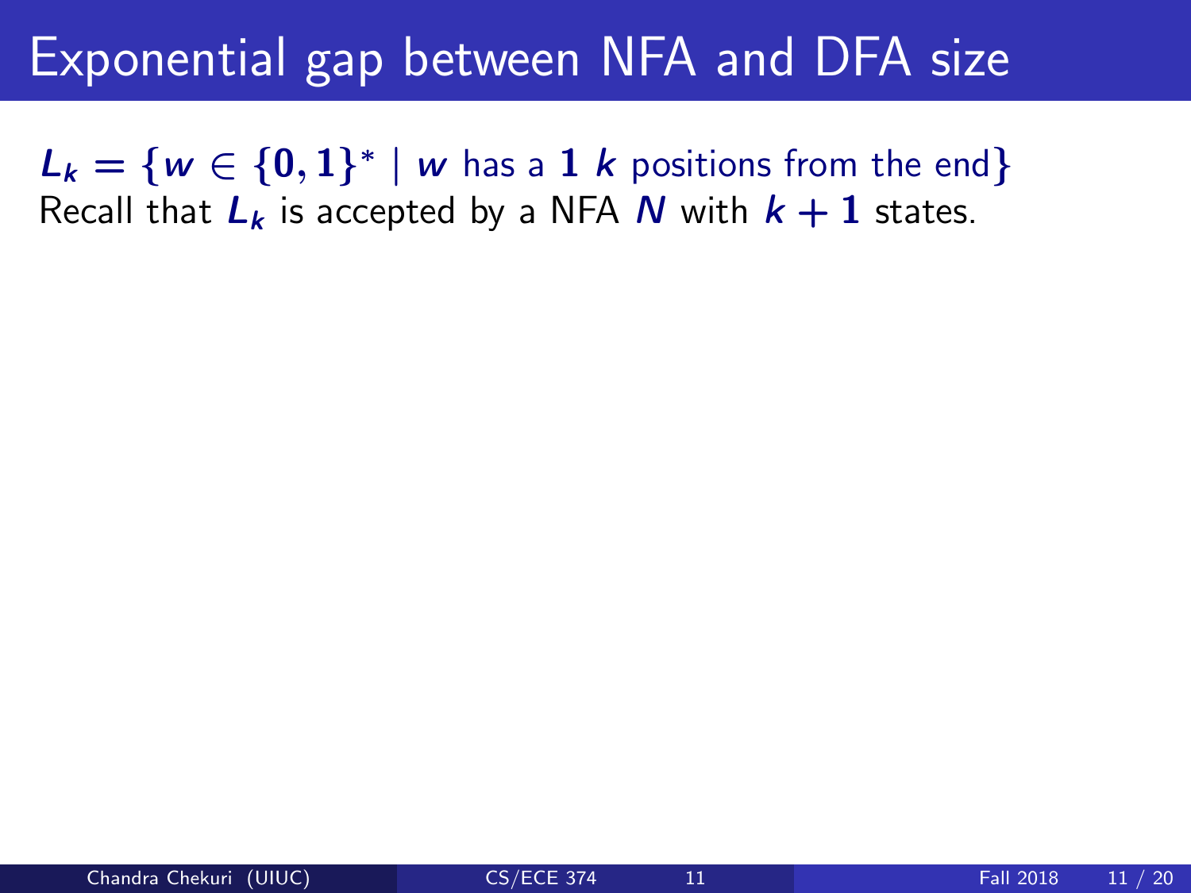# Exponential gap between NFA and DFA size

$L_k = \{w \in \{0,1\}^* \mid w$ has a $1$ $k$ positions from the end$\}$
Recall that $L_k$ is accepted by a NFA $N$ with $k + 1$ states.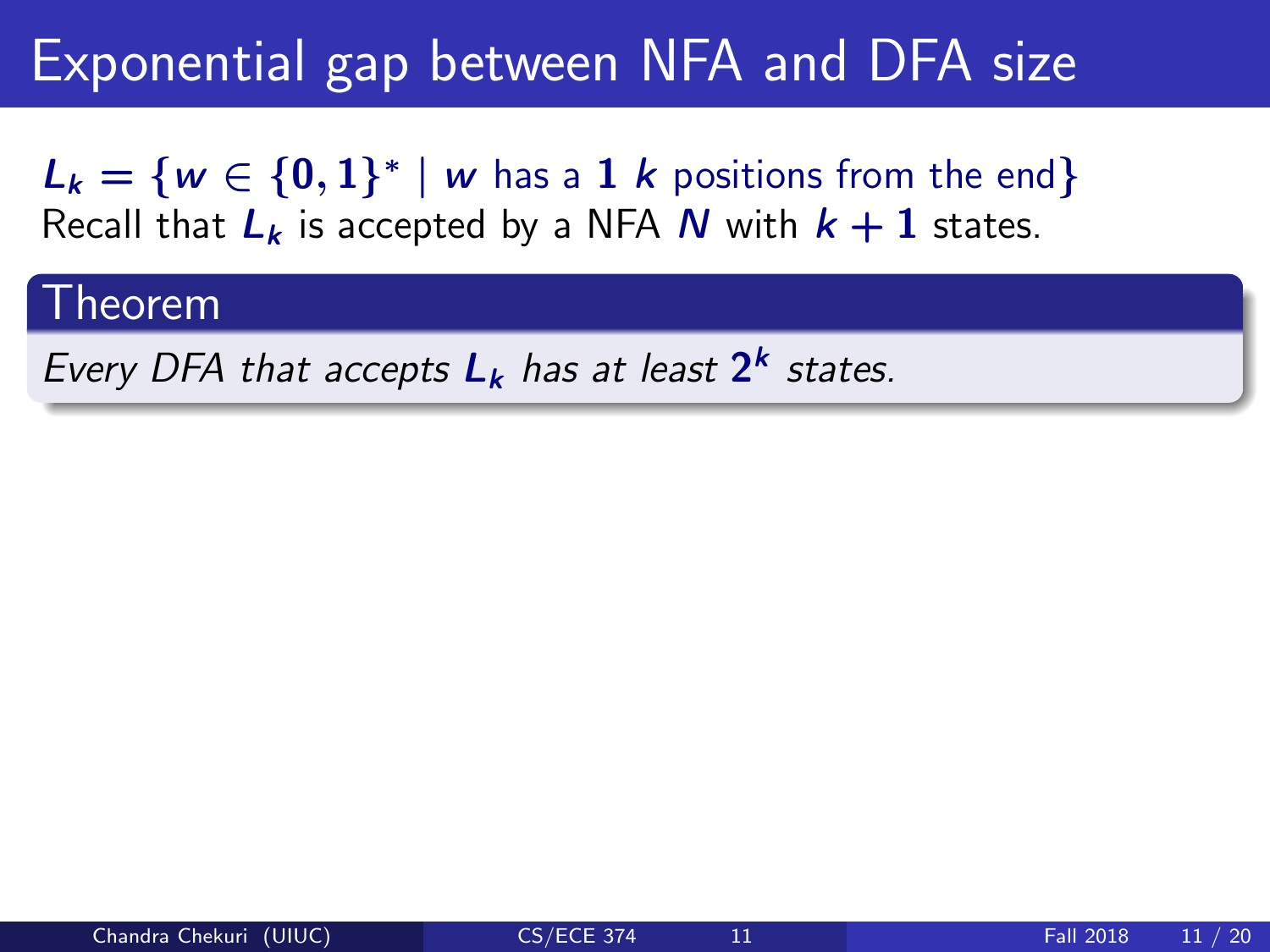# Exponential gap between NFA and DFA size

$L_k = \{w \in \{0,1\}^* \mid w \text{ has a } 1 \text{ } k \text{ positions from the end}\}$
Recall that $L_k$ is accepted by a NFA $N$ with $k+1$ states.

**Theorem**

*Every DFA that accepts $L_k$ has at least $2^k$ states.*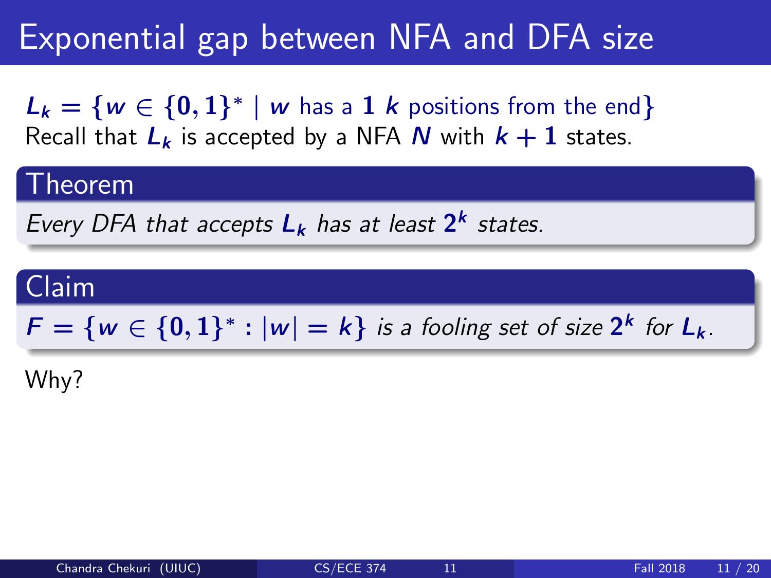# Exponential gap between NFA and DFA size

$L_k = \{w \in \{0,1\}^* \mid w$ has a $1$ $k$ positions from the end$\}$
Recall that $L_k$ is accepted by a NFA $N$ with $k+1$ states.

### Theorem

*Every DFA that accepts $L_k$ has at least $2^k$ states.*

### Claim

$F = \{w \in \{0,1\}^* : |w| = k\}$ *is a fooling set of size $2^k$ for $L_k$.*

Why?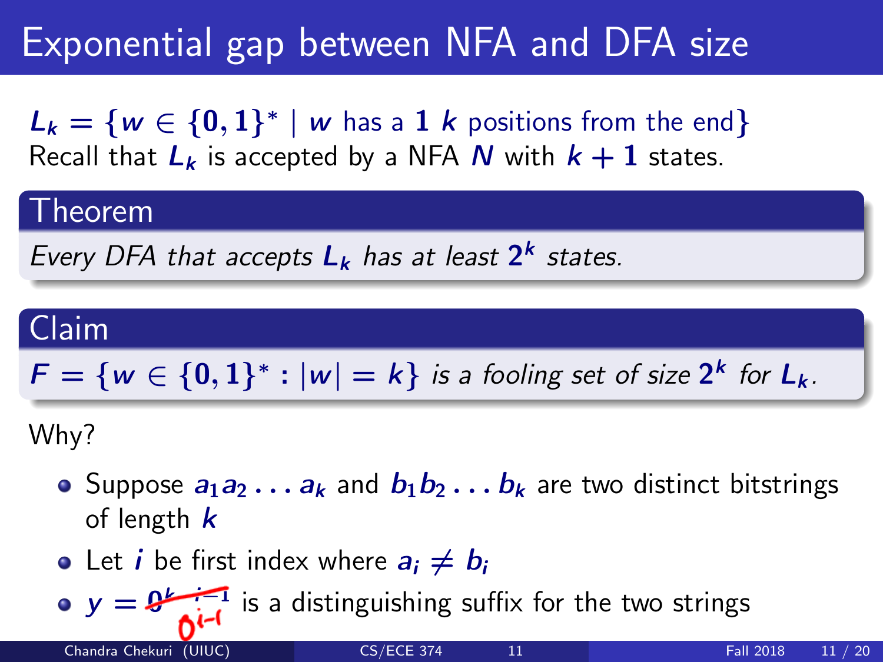# Exponential gap between NFA and DFA size

$L_k = \{w \in \{0,1\}^* \mid w$ has a $1$ $k$ positions from the end$\}$
Recall that $L_k$ is accepted by a NFA $N$ with $k+1$ states.

## Theorem

*Every DFA that accepts $L_k$ has at least $2^k$ states.*

## Claim

*$F = \{w \in \{0,1\}^* : |w| = k\}$ is a fooling set of size $2^k$ for $L_k$.*

Why?

- Suppose $a_1 a_2 \ldots a_k$ and $b_1 b_2 \ldots b_k$ are two distinct bitstrings of length $k$
- Let $i$ be first index where $a_i \neq b_i$
- $y = \sout{0^{k-i-1}}$ $0^{i-1}$ is a distinguishing suffix for the two strings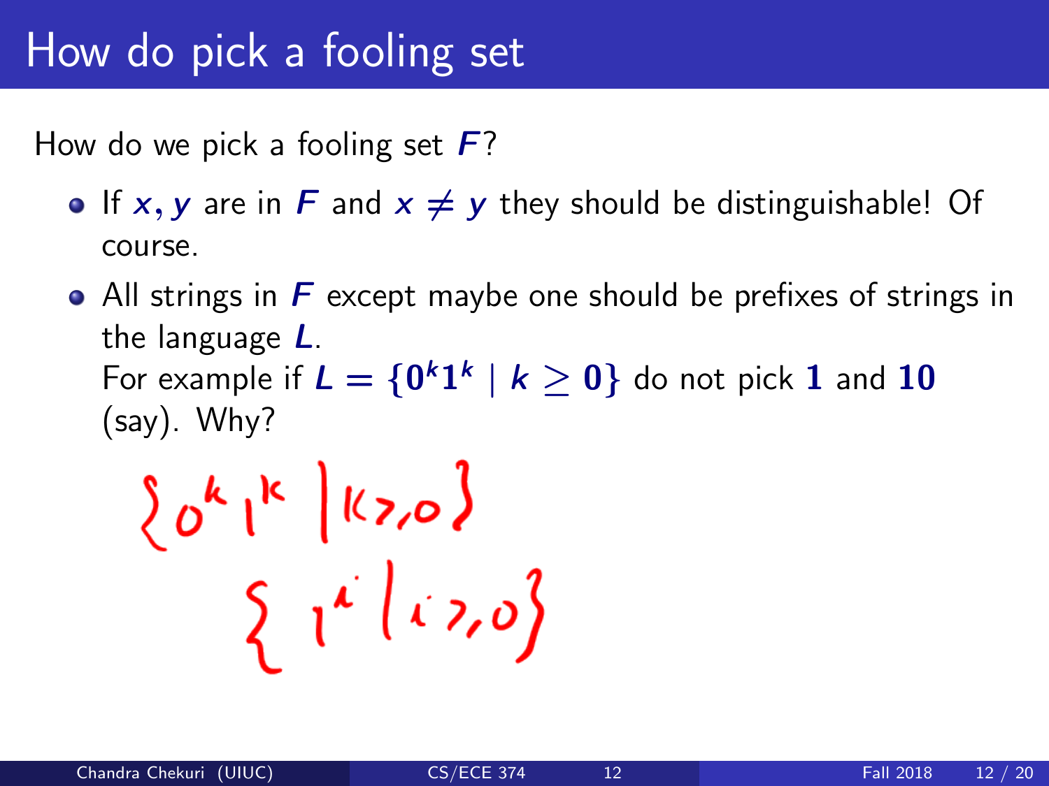# How do pick a fooling set

How do we pick a fooling set $F$?

- If $x, y$ are in $F$ and $x \neq y$ they should be distinguishable! Of course.
- All strings in $F$ except maybe one should be prefixes of strings in the language $L$.
  For example if $L = \{0^k 1^k \mid k \geq 0\}$ do not pick $\mathbf{1}$ and $\mathbf{10}$ (say). Why?

$\{0^k 1^k \mid k \geq 0\}$

$\{1^i \mid i \geq 0\}$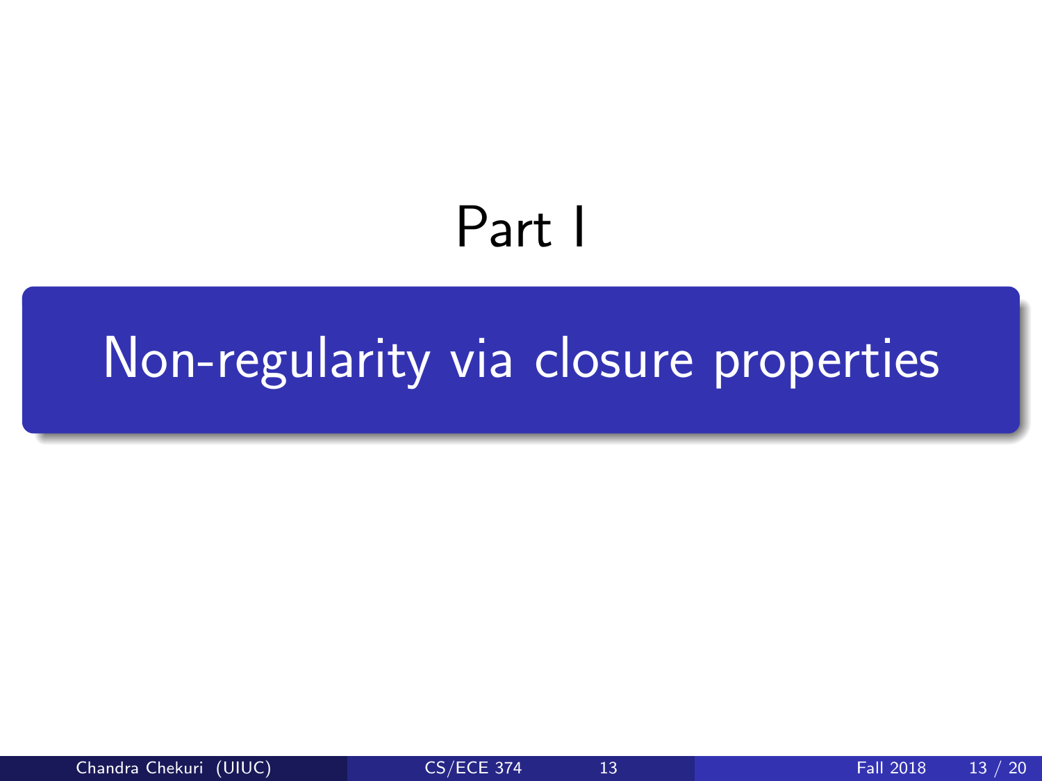# Part I

## Non-regularity via closure properties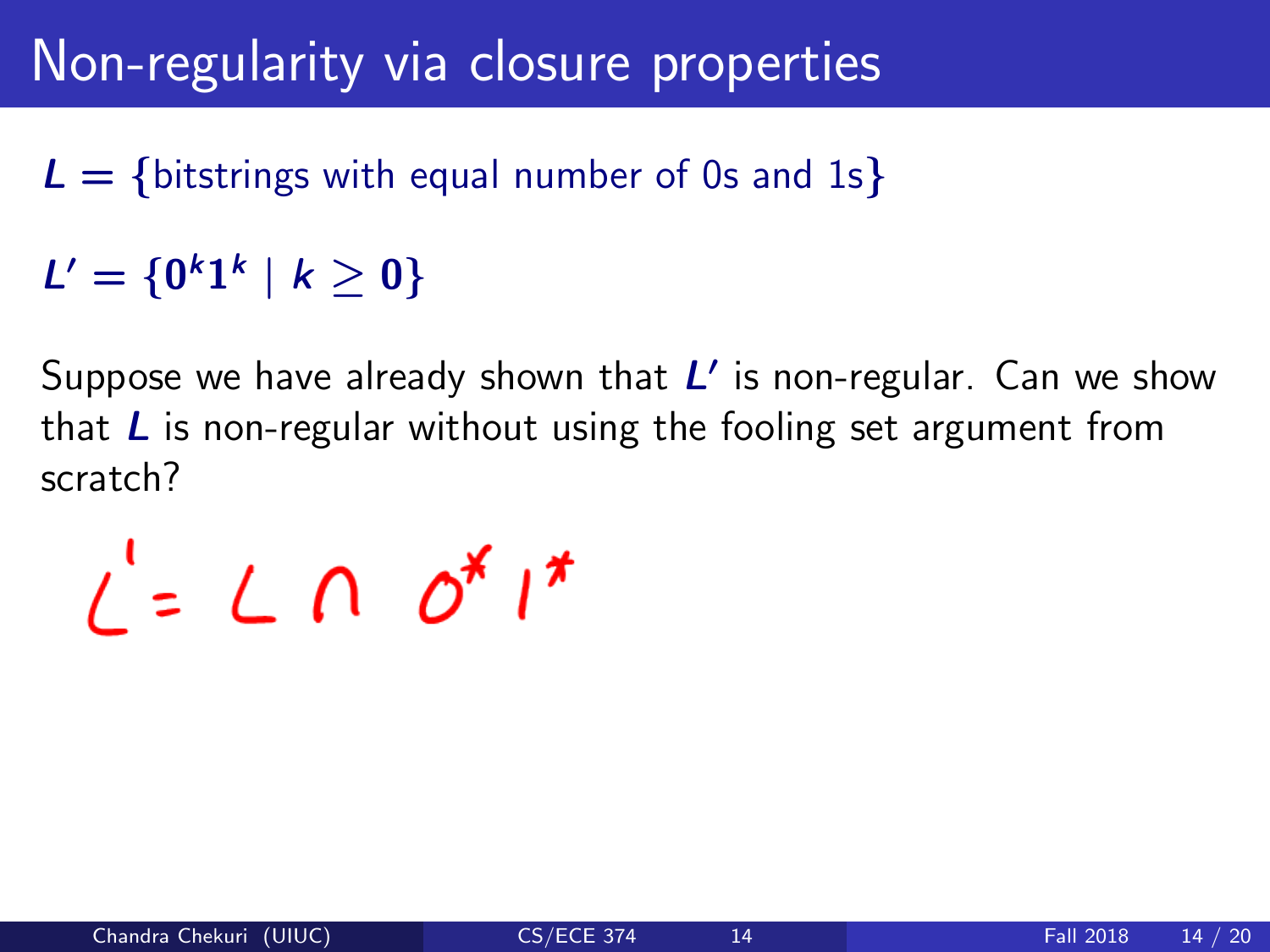# Non-regularity via closure properties

$L = \{\text{bitstrings with equal number of 0s and 1s}\}$

$L' = \{0^k 1^k \mid k \geq 0\}$

Suppose we have already shown that $L'$ is non-regular. Can we show that $L$ is non-regular without using the fooling set argument from scratch?

$$L' = L \cap 0^* 1^*$$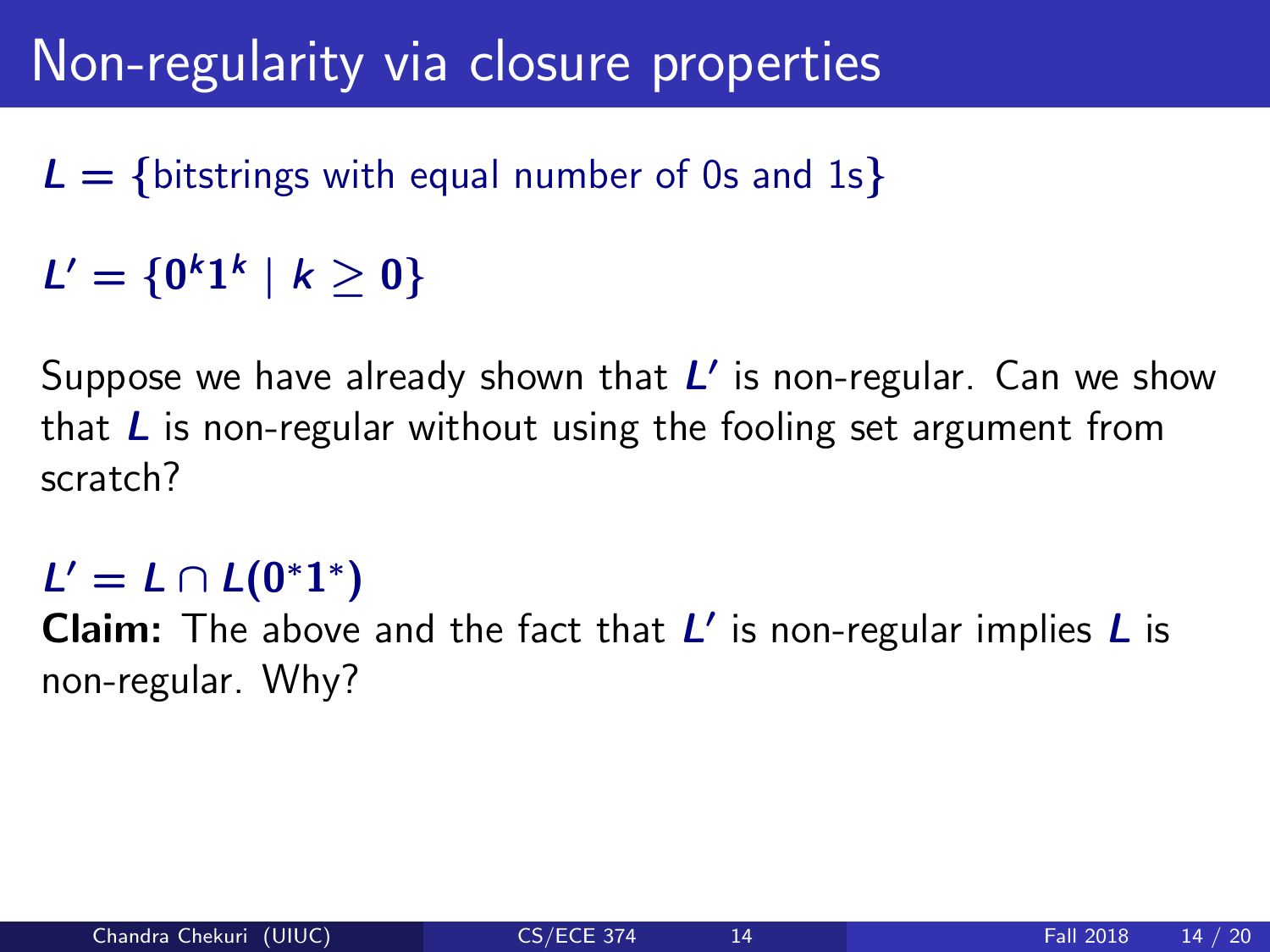# Non-regularity via closure properties

$L = \{$bitstrings with equal number of 0s and 1s$\}$

$L' = \{0^k 1^k \mid k \geq 0\}$

Suppose we have already shown that $L'$ is non-regular. Can we show that $L$ is non-regular without using the fooling set argument from scratch?

$L' = L \cap L(0^* 1^*)$

**Claim:** The above and the fact that $L'$ is non-regular implies $L$ is non-regular. Why?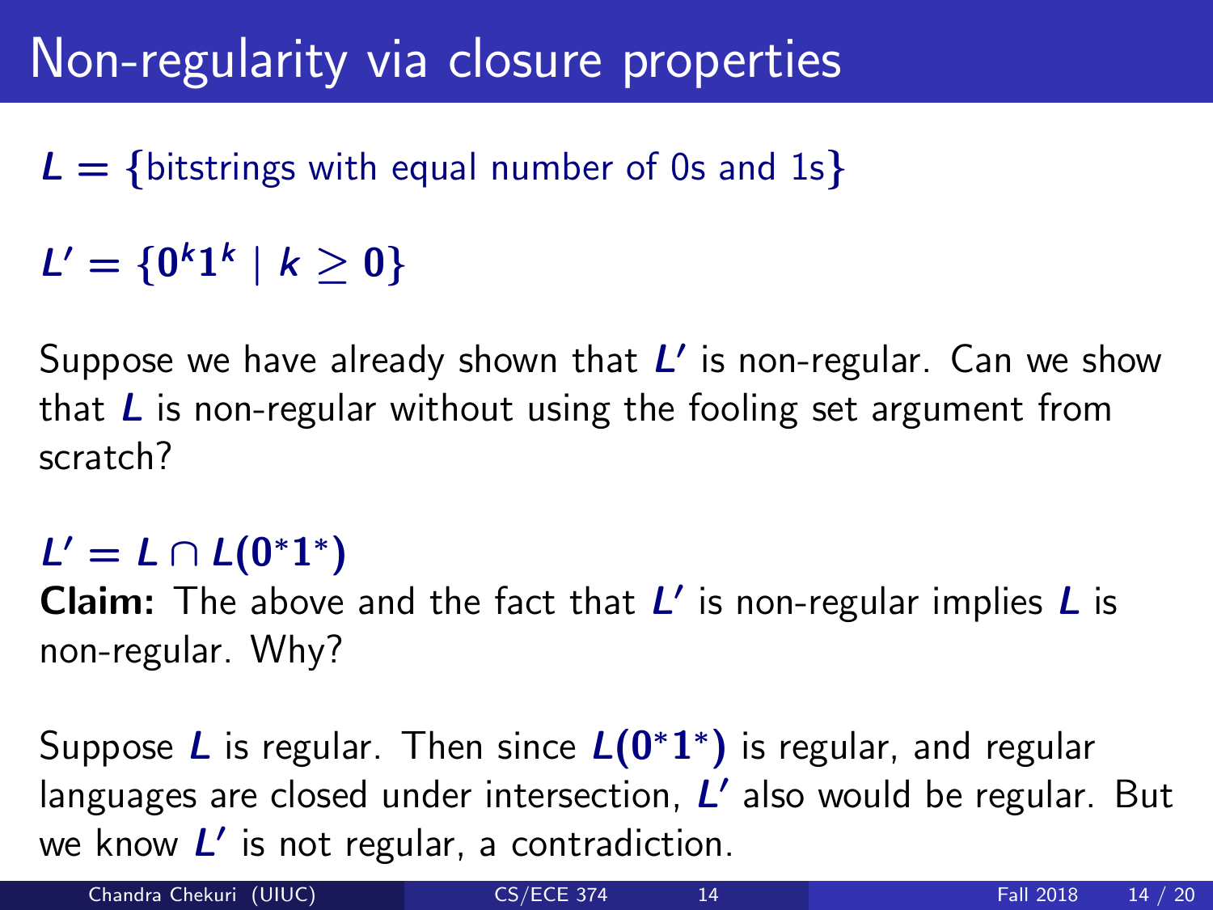# Non-regularity via closure properties

$L = \{$bitstrings with equal number of 0s and 1s$\}$

$L' = \{0^k 1^k \mid k \geq 0\}$

Suppose we have already shown that $L'$ is non-regular. Can we show that $L$ is non-regular without using the fooling set argument from scratch?

$L' = L \cap L(0^* 1^*)$

**Claim:** The above and the fact that $L'$ is non-regular implies $L$ is non-regular. Why?

Suppose $L$ is regular. Then since $L(0^* 1^*)$ is regular, and regular languages are closed under intersection, $L'$ also would be regular. But we know $L'$ is not regular, a contradiction.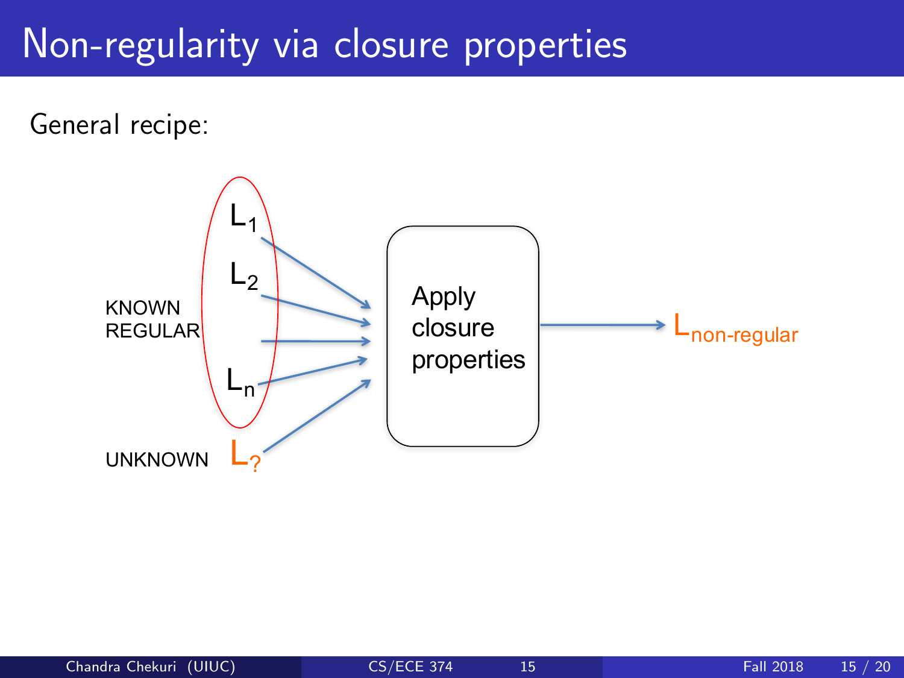# Non-regularity via closure properties

General recipe:

KNOWN REGULAR: $L_1$, $L_2$, ..., $L_n$

UNKNOWN: $L_?$

Apply closure properties → $L_{\text{non-regular}}$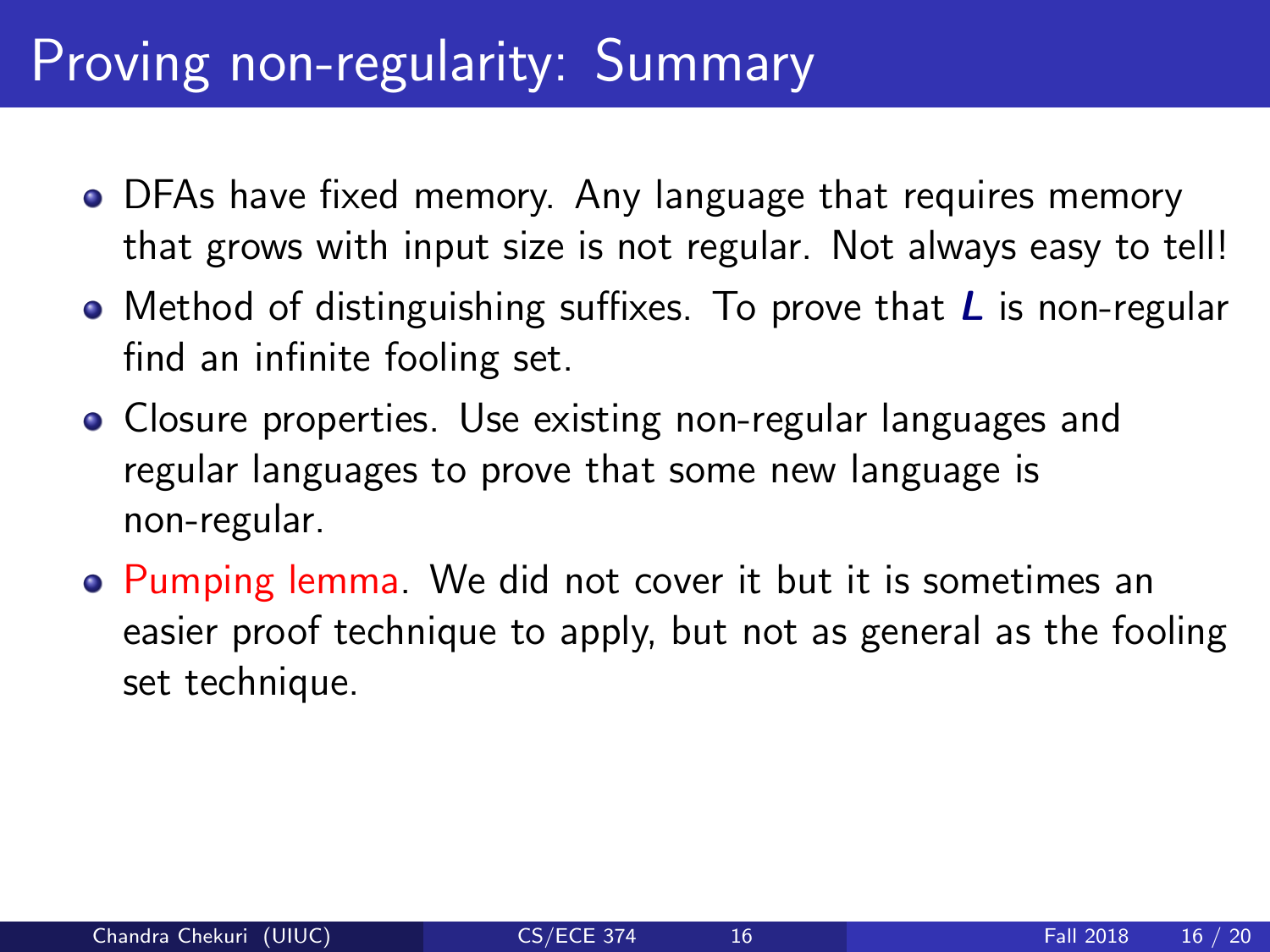# Proving non-regularity: Summary

- DFAs have fixed memory. Any language that requires memory that grows with input size is not regular. Not always easy to tell!
- Method of distinguishing suffixes. To prove that $L$ is non-regular find an infinite fooling set.
- Closure properties. Use existing non-regular languages and regular languages to prove that some new language is non-regular.
- Pumping lemma. We did not cover it but it is sometimes an easier proof technique to apply, but not as general as the fooling set technique.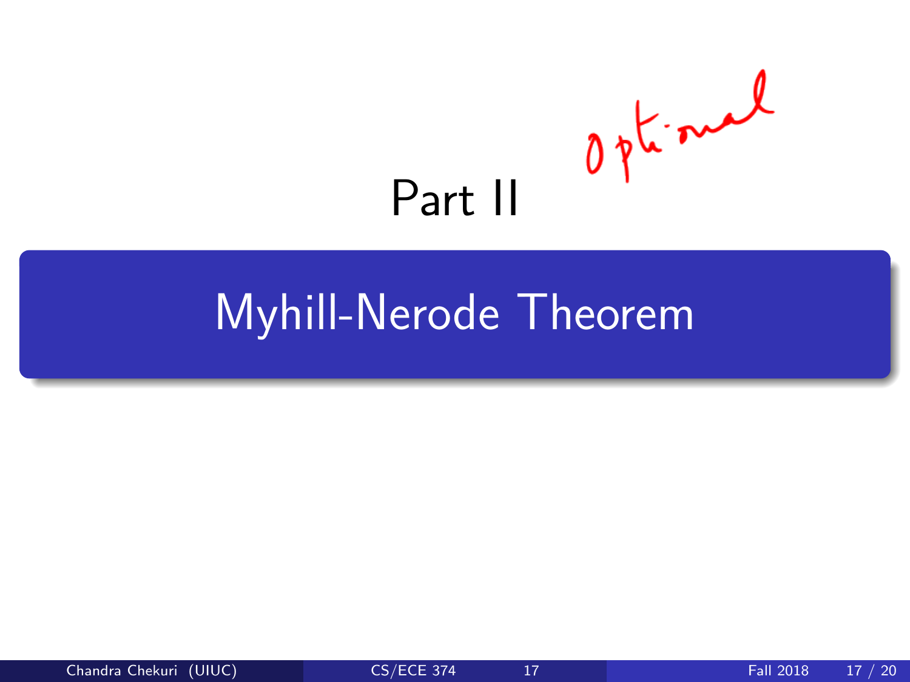# Part II

*Optional*

## Myhill-Nerode Theorem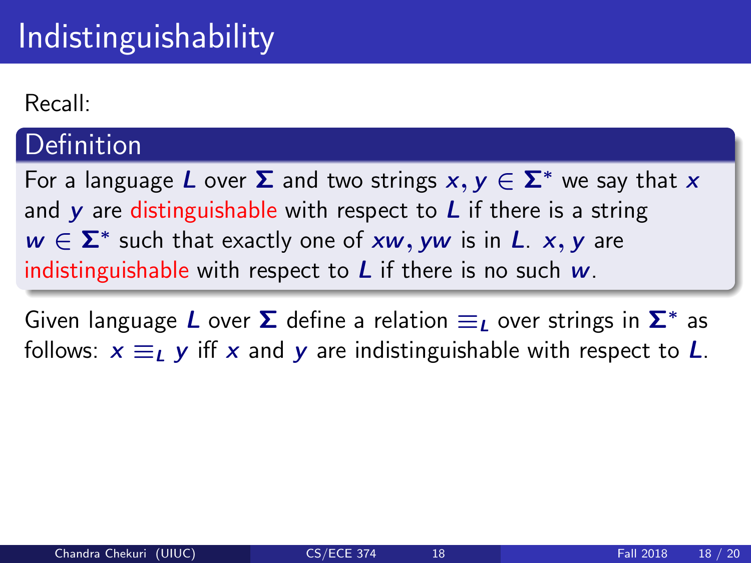# Indistinguishability

Recall:

## Definition

For a language $L$ over $\Sigma$ and two strings $x, y \in \Sigma^*$ we say that $x$ and $y$ are distinguishable with respect to $L$ if there is a string $w \in \Sigma^*$ such that exactly one of $xw, yw$ is in $L$. $x, y$ are indistinguishable with respect to $L$ if there is no such $w$.

Given language $L$ over $\Sigma$ define a relation $\equiv_L$ over strings in $\Sigma^*$ as follows: $x \equiv_L y$ iff $x$ and $y$ are indistinguishable with respect to $L$.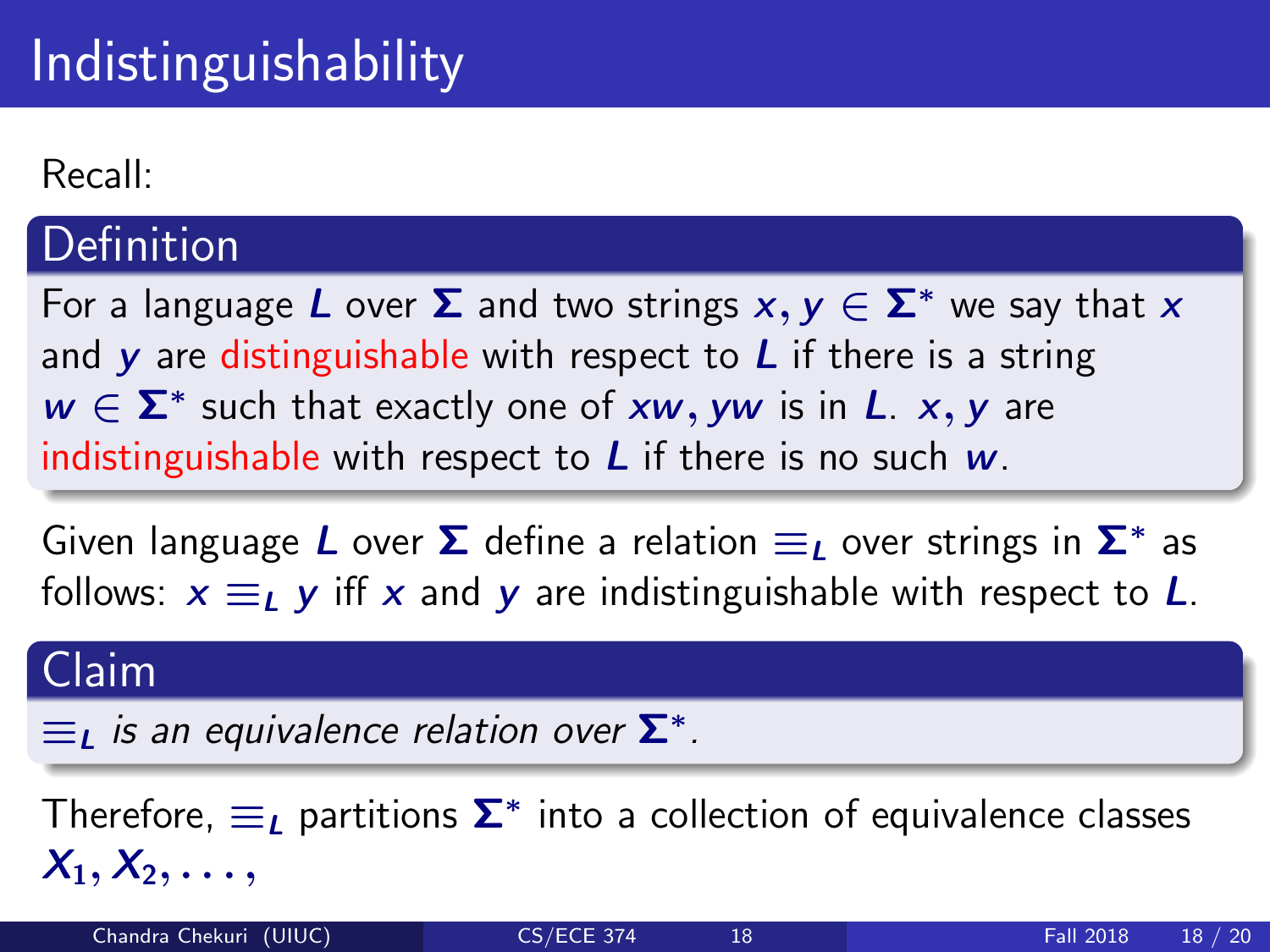# Indistinguishability

Recall:

**Definition**

For a language $L$ over $\Sigma$ and two strings $x, y \in \Sigma^*$ we say that $x$ and $y$ are distinguishable with respect to $L$ if there is a string $w \in \Sigma^*$ such that exactly one of $xw, yw$ is in $L$. $x, y$ are indistinguishable with respect to $L$ if there is no such $w$.

Given language $L$ over $\Sigma$ define a relation $\equiv_L$ over strings in $\Sigma^*$ as follows: $x \equiv_L y$ iff $x$ and $y$ are indistinguishable with respect to $L$.

**Claim**

*$\equiv_L$ is an equivalence relation over $\Sigma^*$.*

Therefore, $\equiv_L$ partitions $\Sigma^*$ into a collection of equivalence classes $X_1, X_2, \ldots,$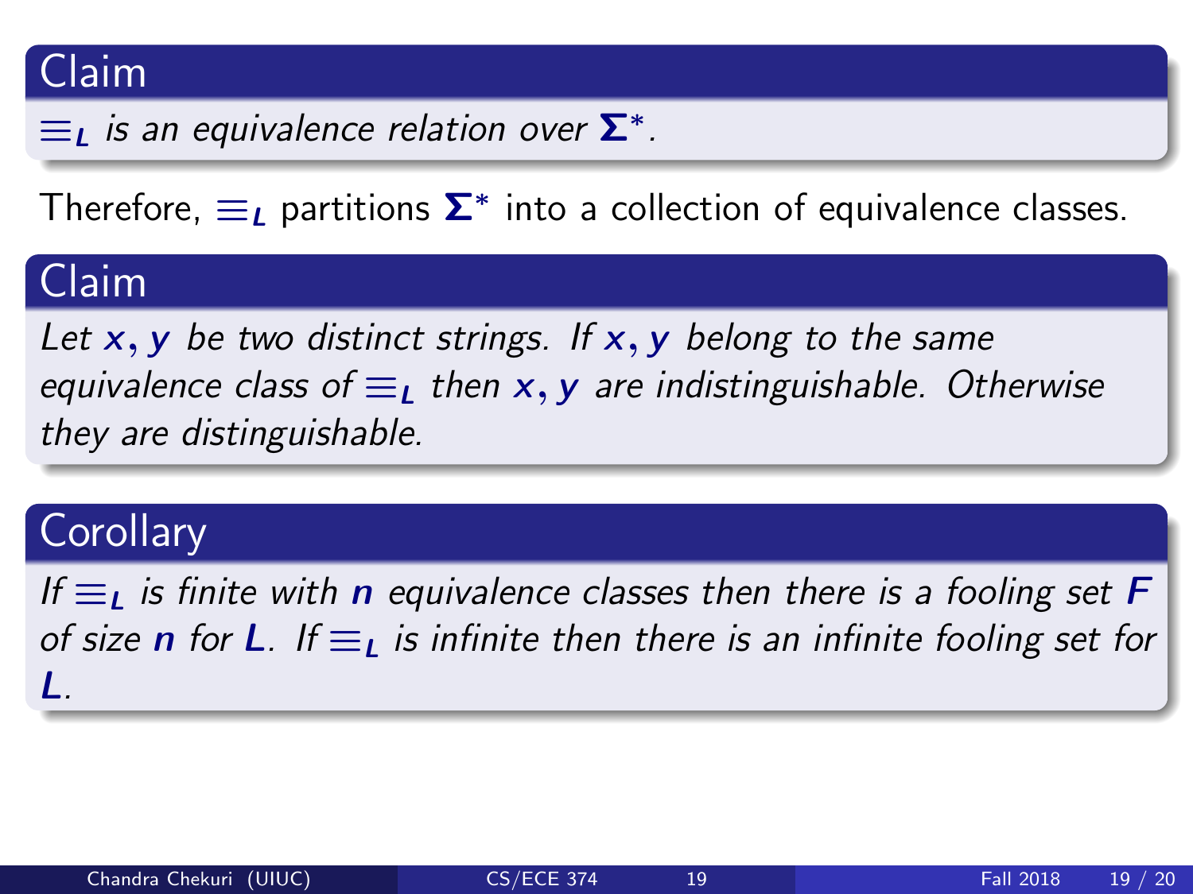**Claim**

*$\equiv_L$ is an equivalence relation over $\Sigma^*$.*

Therefore, $\equiv_L$ partitions $\Sigma^*$ into a collection of equivalence classes.

**Claim**

*Let $x, y$ be two distinct strings. If $x, y$ belong to the same equivalence class of $\equiv_L$ then $x, y$ are indistinguishable. Otherwise they are distinguishable.*

**Corollary**

*If $\equiv_L$ is finite with $n$ equivalence classes then there is a fooling set $F$ of size $n$ for $L$. If $\equiv_L$ is infinite then there is an infinite fooling set for $L$.*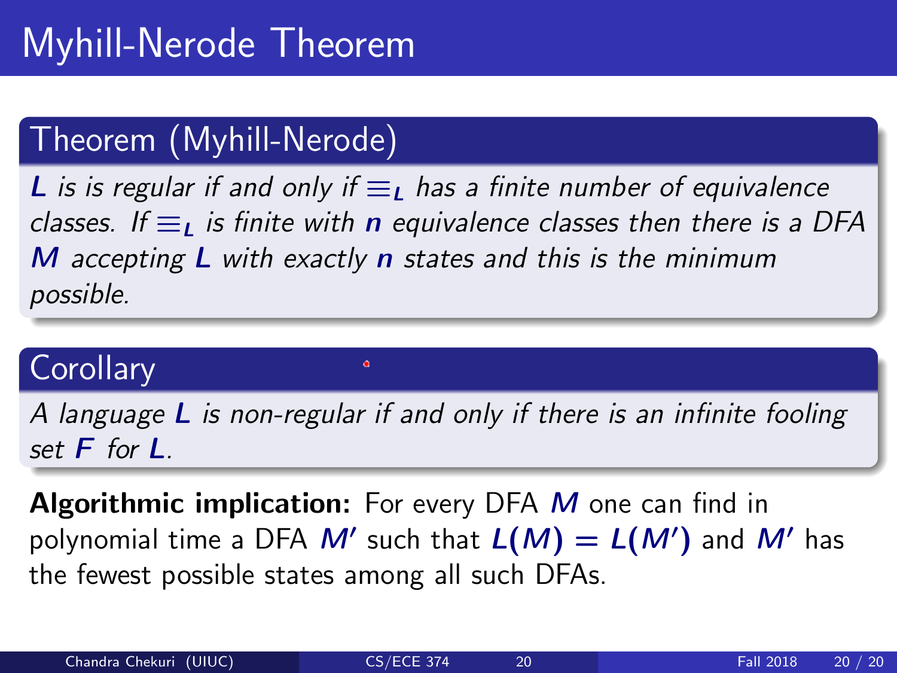# Myhill-Nerode Theorem

## Theorem (Myhill-Nerode)

*$L$ is is regular if and only if $\equiv_L$ has a finite number of equivalence classes. If $\equiv_L$ is finite with $n$ equivalence classes then there is a DFA $M$ accepting $L$ with exactly $n$ states and this is the minimum possible.*

## Corollary

*A language $L$ is non-regular if and only if there is an infinite fooling set $F$ for $L$.*

**Algorithmic implication:** For every DFA $M$ one can find in polynomial time a DFA $M'$ such that $L(M) = L(M')$ and $M'$ has the fewest possible states among all such DFAs.